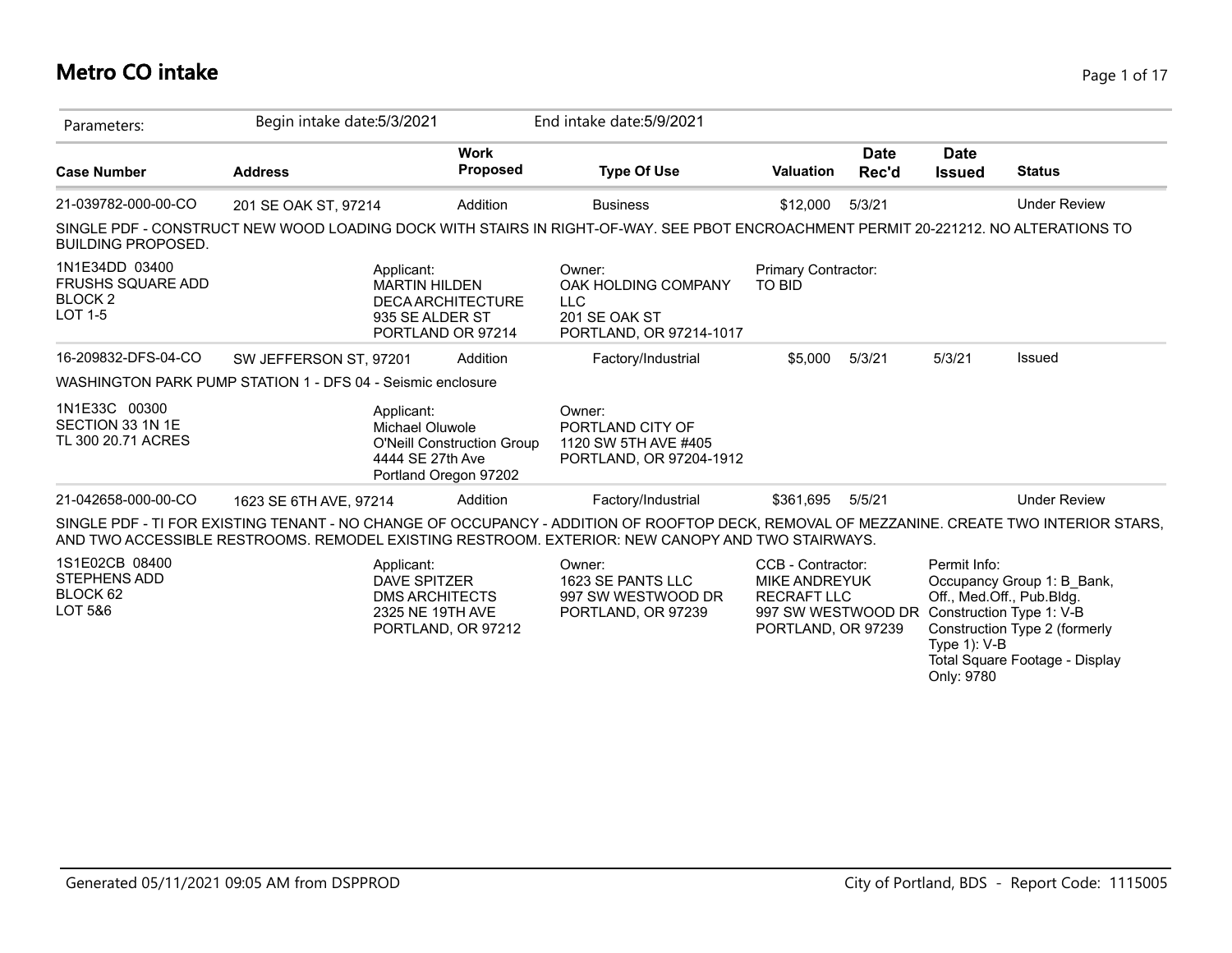# Metro CO intake

| Parameters: | Begin intake date:5/3/2021 | | End intake date:5/9/2021 | | | | |
|---|---|---|---|---|---|---|---|
| **Case Number** | **Address** | **Work Proposed** | **Type Of Use** | **Valuation** | **Date Rec'd** | **Date Issued** | **Status** |
| 21-039782-000-00-CO | 201 SE OAK ST, 97214 | Addition | Business | $12,000 | 5/3/21 | | Under Review |

SINGLE PDF - CONSTRUCT NEW WOOD LOADING DOCK WITH STAIRS IN RIGHT-OF-WAY. SEE PBOT ENCROACHMENT PERMIT 20-221212. NO ALTERATIONS TO BUILDING PROPOSED.

1N1E34DD 03400
FRUSHS SQUARE ADD
BLOCK 2
LOT 1-5

Applicant:
MARTIN HILDEN
DECA ARCHITECTURE
935 SE ALDER ST
PORTLAND OR 97214

Owner:
OAK HOLDING COMPANY LLC
201 SE OAK ST
PORTLAND, OR 97214-1017

Primary Contractor:
TO BID

| Case Number | Address | Work Proposed | Type Of Use | Valuation | Date Rec'd | Date Issued | Status |
|---|---|---|---|---|---|---|---|
| 16-209832-DFS-04-CO | SW JEFFERSON ST, 97201 | Addition | Factory/Industrial | $5,000 | 5/3/21 | 5/3/21 | Issued |

WASHINGTON PARK PUMP STATION 1 - DFS 04 - Seismic enclosure

1N1E33C 00300
SECTION 33 1N 1E
TL 300 20.71 ACRES

Applicant:
Michael Oluwole
O'Neill Construction Group
4444 SE 27th Ave
Portland Oregon 97202

Owner:
PORTLAND CITY OF
1120 SW 5TH AVE #405
PORTLAND, OR 97204-1912

| Case Number | Address | Work Proposed | Type Of Use | Valuation | Date Rec'd | Date Issued | Status |
|---|---|---|---|---|---|---|---|
| 21-042658-000-00-CO | 1623 SE 6TH AVE, 97214 | Addition | Factory/Industrial | $361,695 | 5/5/21 | | Under Review |

SINGLE PDF - TI FOR EXISTING TENANT - NO CHANGE OF OCCUPANCY - ADDITION OF ROOFTOP DECK, REMOVAL OF MEZZANINE. CREATE TWO INTERIOR STARS, AND TWO ACCESSIBLE RESTROOMS. REMODEL EXISTING RESTROOM. EXTERIOR: NEW CANOPY AND TWO STAIRWAYS.

1S1E02CB 08400
STEPHENS ADD
BLOCK 62
LOT 5&6

Applicant:
DAVE SPITZER
DMS ARCHITECTS
2325 NE 19TH AVE
PORTLAND, OR 97212

Owner:
1623 SE PANTS LLC
997 SW WESTWOOD DR
PORTLAND, OR 97239

CCB - Contractor:
MIKE ANDREYUK
RECRAFT LLC
997 SW WESTWOOD DR
PORTLAND, OR 97239

Permit Info:
Occupancy Group 1: B_Bank, Off., Med.Off., Pub.Bldg.
Construction Type 1: V-B
Construction Type 2 (formerly Type 1): V-B
Total Square Footage - Display Only: 9780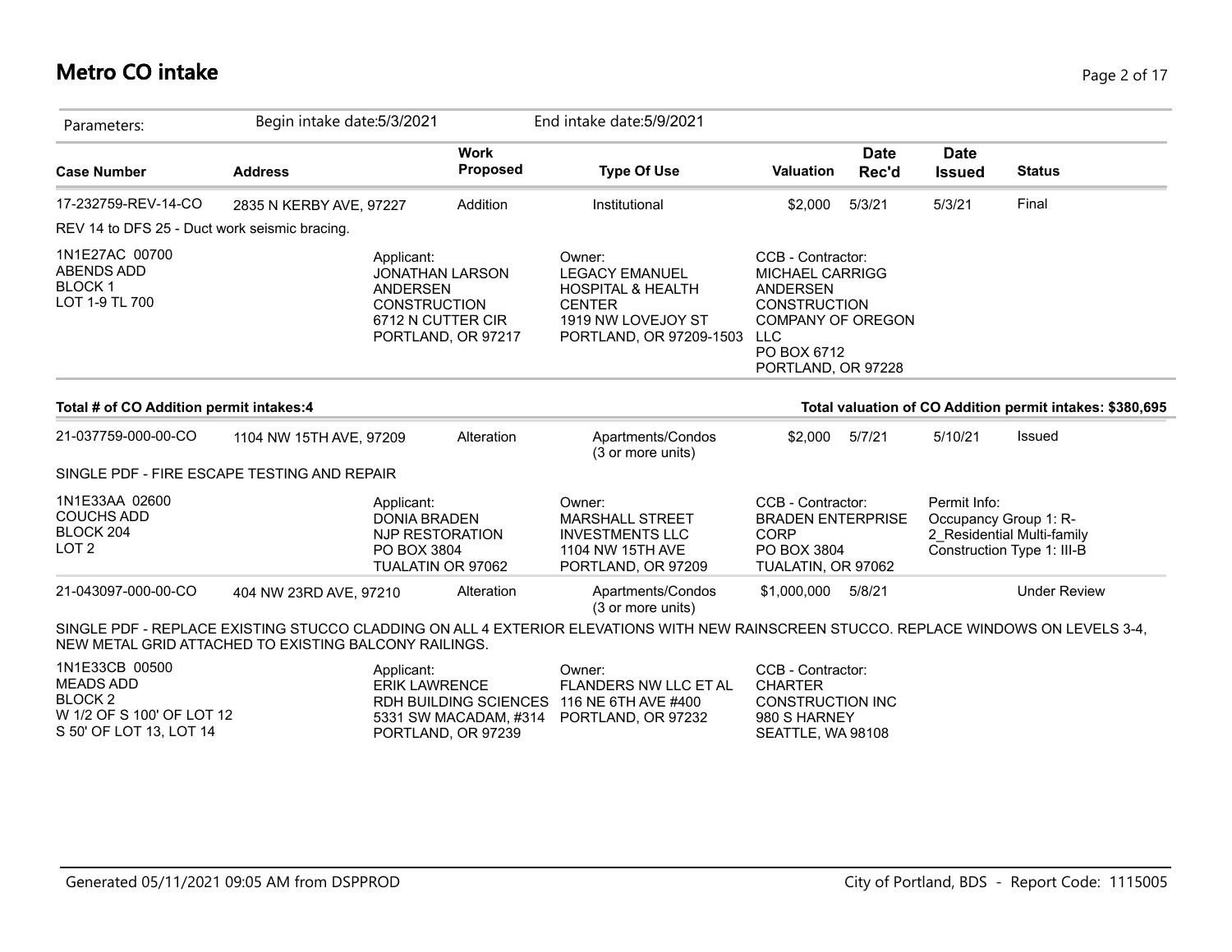# Metro CO intake

Parameters: Begin intake date:5/3/2021 End intake date:5/9/2021

| Case Number | Address | Work Proposed | Type Of Use | Valuation | Date Rec'd | Date Issued | Status |
|---|---|---|---|---|---|---|---|
| 17-232759-REV-14-CO | 2835 N KERBY AVE, 97227 | Addition | Institutional | $2,000 | 5/3/21 | 5/3/21 | Final |

REV 14 to DFS 25 - Duct work seismic bracing.

1N1E27AC 00700
ABENDS ADD
BLOCK 1
LOT 1-9 TL 700

Applicant:
JONATHAN LARSON
ANDERSEN
CONSTRUCTION
6712 N CUTTER CIR
PORTLAND, OR 97217

Owner:
LEGACY EMANUEL
HOSPITAL & HEALTH
CENTER
1919 NW LOVEJOY ST
PORTLAND, OR 97209-1503

CCB - Contractor:
MICHAEL CARRIGG
ANDERSEN
CONSTRUCTION
COMPANY OF OREGON
LLC
PO BOX 6712
PORTLAND, OR 97228

**Total # of CO Addition permit intakes:4**

**Total valuation of CO Addition permit intakes: $380,695**

| Case Number | Address | Work Proposed | Type Of Use | Valuation | Date Rec'd | Date Issued | Status |
|---|---|---|---|---|---|---|---|
| 21-037759-000-00-CO | 1104 NW 15TH AVE, 97209 | Alteration | Apartments/Condos (3 or more units) | $2,000 | 5/7/21 | 5/10/21 | Issued |

SINGLE PDF - FIRE ESCAPE TESTING AND REPAIR

1N1E33AA 02600
COUCHS ADD
BLOCK 204
LOT 2

Applicant:
DONIA BRADEN
NJP RESTORATION
PO BOX 3804
TUALATIN OR 97062

Owner:
MARSHALL STREET
INVESTMENTS LLC
1104 NW 15TH AVE
PORTLAND, OR 97209

CCB - Contractor:
BRADEN ENTERPRISE
CORP
PO BOX 3804
TUALATIN, OR 97062

Permit Info:
Occupancy Group 1: R-2_Residential Multi-family
Construction Type 1: III-B

| Case Number | Address | Work Proposed | Type Of Use | Valuation | Date Rec'd | Date Issued | Status |
|---|---|---|---|---|---|---|---|
| 21-043097-000-00-CO | 404 NW 23RD AVE, 97210 | Alteration | Apartments/Condos (3 or more units) | $1,000,000 | 5/8/21 | | Under Review |

SINGLE PDF - REPLACE EXISTING STUCCO CLADDING ON ALL 4 EXTERIOR ELEVATIONS WITH NEW RAINSCREEN STUCCO. REPLACE WINDOWS ON LEVELS 3-4, NEW METAL GRID ATTACHED TO EXISTING BALCONY RAILINGS.

1N1E33CB 00500
MEADS ADD
BLOCK 2
W 1/2 OF S 100' OF LOT 12
S 50' OF LOT 13, LOT 14

Applicant:
ERIK LAWRENCE
RDH BUILDING SCIENCES
5331 SW MACADAM, #314
PORTLAND, OR 97239

Owner:
FLANDERS NW LLC ET AL
116 NE 6TH AVE #400
PORTLAND, OR 97232

CCB - Contractor:
CHARTER
CONSTRUCTION INC
980 S HARNEY
SEATTLE, WA 98108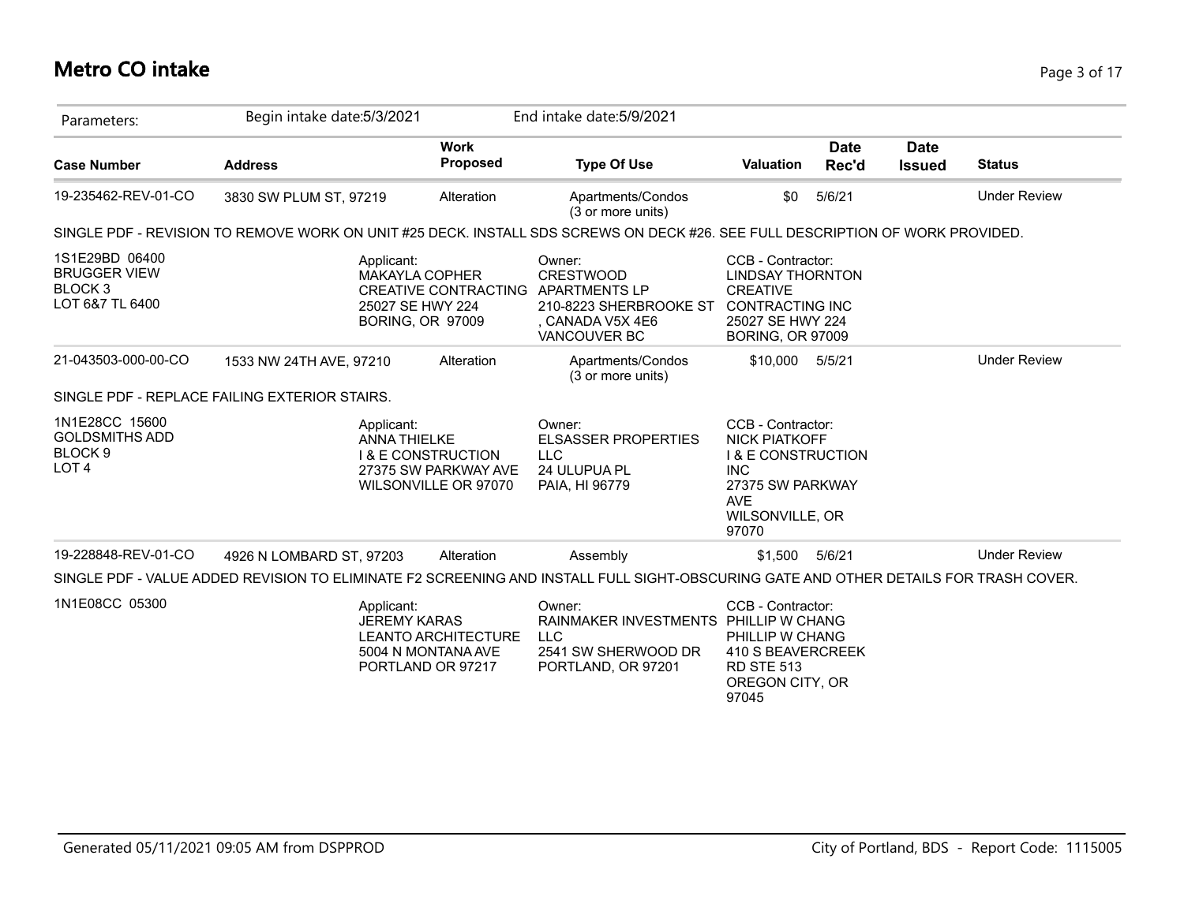# Metro CO intake

| Parameters: | Begin intake date:5/3/2021 | | End intake date:5/9/2021 | | | | |
|---|---|---|---|---|---|---|---|
| **Case Number** | **Address** | **Work Proposed** | **Type Of Use** | **Valuation** | **Date Rec'd** | **Date Issued** | **Status** |
| 19-235462-REV-01-CO | 3830 SW PLUM ST, 97219 | Alteration | Apartments/Condos (3 or more units) | $0 | 5/6/21 | | Under Review |
| SINGLE PDF - REVISION TO REMOVE WORK ON UNIT #25 DECK. INSTALL SDS SCREWS ON DECK #26. SEE FULL DESCRIPTION OF WORK PROVIDED. | | | | | | | |
| 1S1E29BD 06400 BRUGGER VIEW BLOCK 3 LOT 6&7 TL 6400 | | Applicant: MAKAYLA COPHER CREATIVE CONTRACTING 25027 SE HWY 224 BORING, OR 97009 | Owner: CRESTWOOD APARTMENTS LP 210-8223 SHERBROOKE ST , CANADA V5X 4E6 VANCOUVER BC | CCB - Contractor: LINDSAY THORNTON CREATIVE CONTRACTING INC 25027 SE HWY 224 BORING, OR 97009 | | | |
| 21-043503-000-00-CO | 1533 NW 24TH AVE, 97210 | Alteration | Apartments/Condos (3 or more units) | $10,000 | 5/5/21 | | Under Review |
| SINGLE PDF - REPLACE FAILING EXTERIOR STAIRS. | | | | | | | |
| 1N1E28CC 15600 GOLDSMITHS ADD BLOCK 9 LOT 4 | | Applicant: ANNA THIELKE I & E CONSTRUCTION 27375 SW PARKWAY AVE WILSONVILLE OR 97070 | Owner: ELSASSER PROPERTIES LLC 24 ULUPUA PL PAIA, HI 96779 | CCB - Contractor: NICK PIATKOFF I & E CONSTRUCTION INC 27375 SW PARKWAY AVE WILSONVILLE, OR 97070 | | | |
| 19-228848-REV-01-CO | 4926 N LOMBARD ST, 97203 | Alteration | Assembly | $1,500 | 5/6/21 | | Under Review |
| SINGLE PDF - VALUE ADDED REVISION TO ELIMINATE F2 SCREENING AND INSTALL FULL SIGHT-OBSCURING GATE AND OTHER DETAILS FOR TRASH COVER. | | | | | | | |
| 1N1E08CC 05300 | | Applicant: JEREMY KARAS LEANTO ARCHITECTURE 5004 N MONTANA AVE PORTLAND OR 97217 | Owner: RAINMAKER INVESTMENTS LLC 2541 SW SHERWOOD DR PORTLAND, OR 97201 | CCB - Contractor: PHILLIP W CHANG PHILLIP W CHANG 410 S BEAVERCREEK RD STE 513 OREGON CITY, OR 97045 | | | |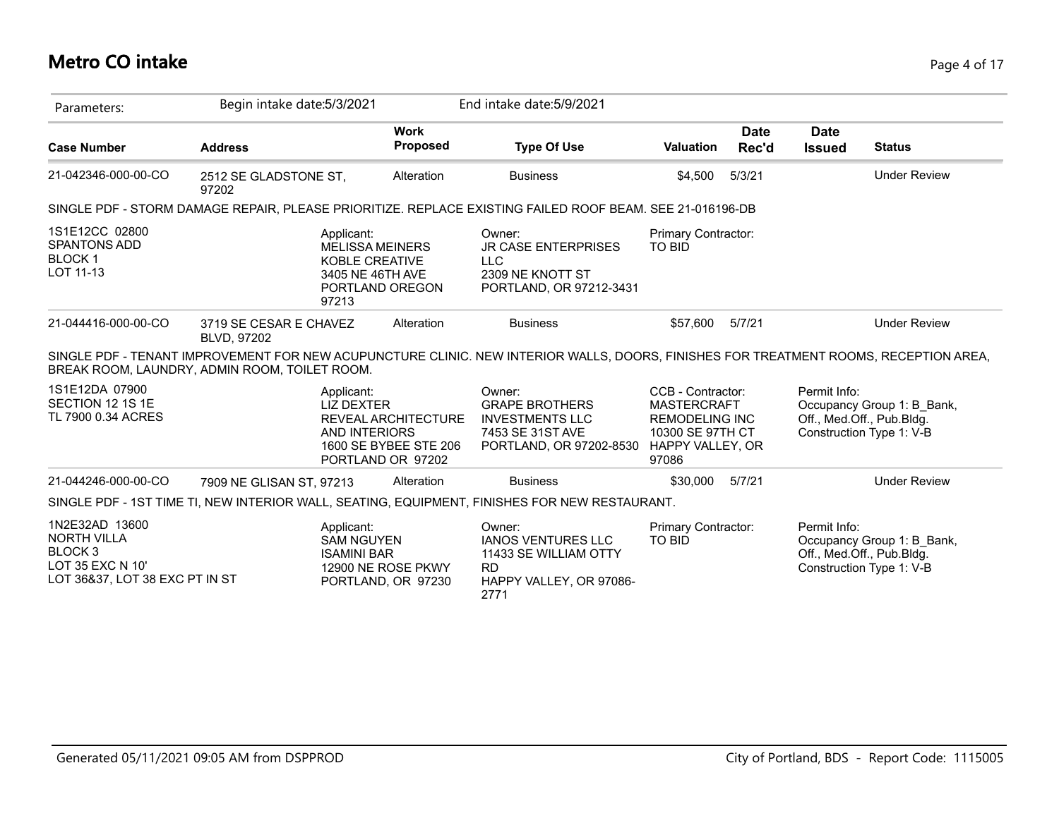# Metro CO intake

| Parameters: | Begin intake date:5/3/2021 | | End intake date:5/9/2021 | | | | |
|---|---|---|---|---|---|---|---|
| **Case Number** | **Address** | **Work Proposed** | **Type Of Use** | **Valuation** | **Date Rec'd** | **Date Issued** | **Status** |
| 21-042346-000-00-CO | 2512 SE GLADSTONE ST, 97202 | Alteration | Business | $4,500 | 5/3/21 | | Under Review |

SINGLE PDF - STORM DAMAGE REPAIR, PLEASE PRIORITIZE. REPLACE EXISTING FAILED ROOF BEAM. SEE 21-016196-DB

1S1E12CC 02800
SPANTONS ADD
BLOCK 1
LOT 11-13

Applicant:
MELISSA MEINERS
KOBLE CREATIVE
3405 NE 46TH AVE
PORTLAND OREGON
97213

Owner:
JR CASE ENTERPRISES
LLC
2309 NE KNOTT ST
PORTLAND, OR 97212-3431

Primary Contractor:
TO BID

| Case Number | Address | Work Proposed | Type Of Use | Valuation | Date Rec'd | Date Issued | Status |
|---|---|---|---|---|---|---|---|
| 21-044416-000-00-CO | 3719 SE CESAR E CHAVEZ BLVD, 97202 | Alteration | Business | $57,600 | 5/7/21 | | Under Review |

SINGLE PDF - TENANT IMPROVEMENT FOR NEW ACUPUNCTURE CLINIC. NEW INTERIOR WALLS, DOORS, FINISHES FOR TREATMENT ROOMS, RECEPTION AREA, BREAK ROOM, LAUNDRY, ADMIN ROOM, TOILET ROOM.

1S1E12DA 07900
SECTION 12 1S 1E
TL 7900 0.34 ACRES

Applicant:
LIZ DEXTER
REVEAL ARCHITECTURE
AND INTERIORS
1600 SE BYBEE STE 206
PORTLAND OR 97202

Owner:
GRAPE BROTHERS
INVESTMENTS LLC
7453 SE 31ST AVE
PORTLAND, OR 97202-8530

CCB - Contractor:
MASTERCRAFT
REMODELING INC
10300 SE 97TH CT
HAPPY VALLEY, OR
97086

Permit Info:
Occupancy Group 1: B_Bank, Off., Med.Off., Pub.Bldg.
Construction Type 1: V-B

| Case Number | Address | Work Proposed | Type Of Use | Valuation | Date Rec'd | Date Issued | Status |
|---|---|---|---|---|---|---|---|
| 21-044246-000-00-CO | 7909 NE GLISAN ST, 97213 | Alteration | Business | $30,000 | 5/7/21 | | Under Review |

SINGLE PDF - 1ST TIME TI, NEW INTERIOR WALL, SEATING, EQUIPMENT, FINISHES FOR NEW RESTAURANT.

1N2E32AD 13600
NORTH VILLA
BLOCK 3
LOT 35 EXC N 10'
LOT 36&37, LOT 38 EXC PT IN ST

Applicant:
SAM NGUYEN
ISAMINI BAR
12900 NE ROSE PKWY
PORTLAND, OR 97230

Owner:
IANOS VENTURES LLC
11433 SE WILLIAM OTTY
RD
HAPPY VALLEY, OR 97086-2771

Primary Contractor:
TO BID

Permit Info:
Occupancy Group 1: B_Bank, Off., Med.Off., Pub.Bldg.
Construction Type 1: V-B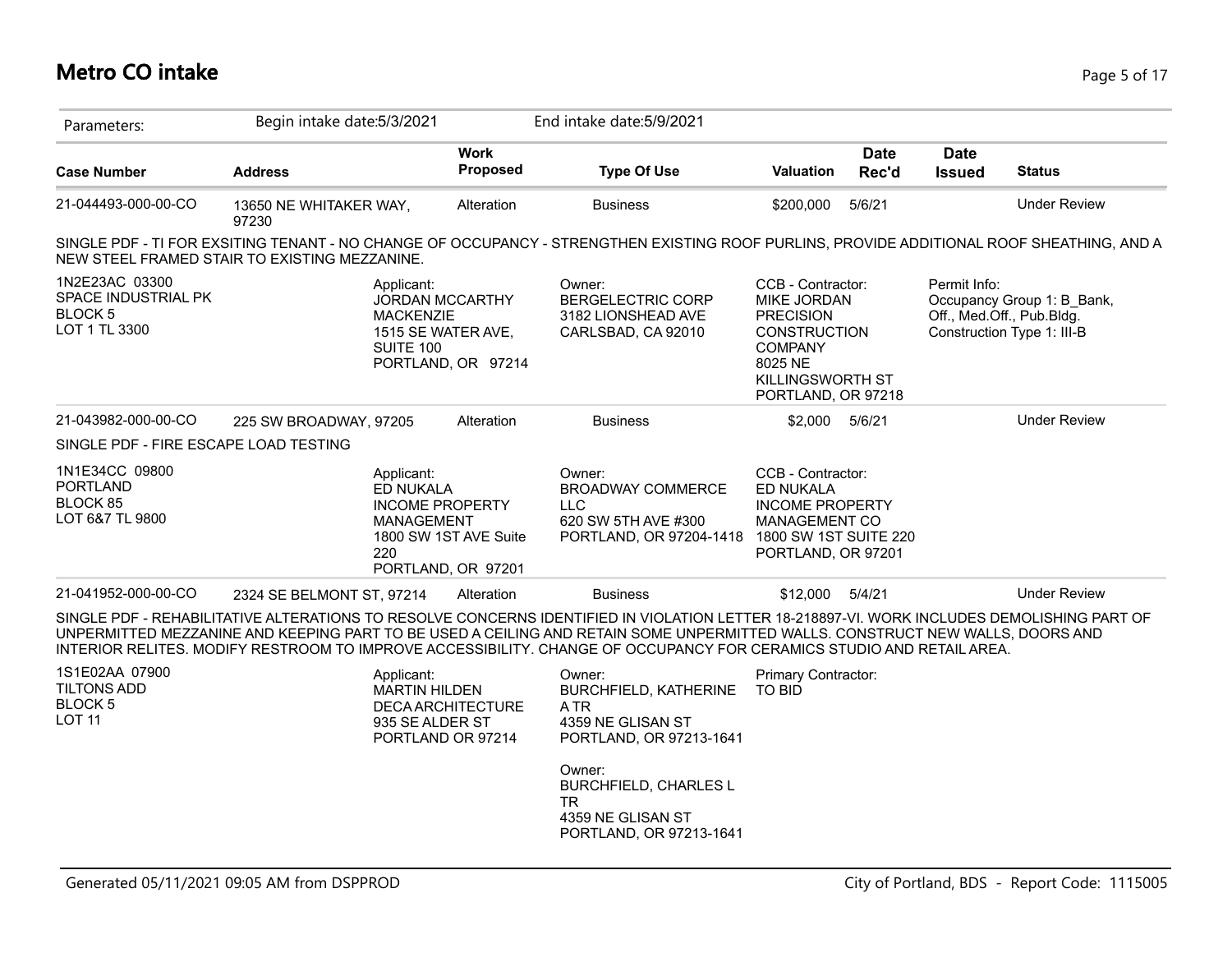# Metro CO intake

Parameters: Begin intake date:5/3/2021 End intake date:5/9/2021

| Case Number | Address | Work Proposed | Type Of Use | Valuation | Date Rec'd | Date Issued | Status |
|---|---|---|---|---|---|---|---|
| 21-044493-000-00-CO | 13650 NE WHITAKER WAY, 97230 | Alteration | Business | $200,000 | 5/6/21 | | Under Review |

SINGLE PDF - TI FOR EXSITING TENANT - NO CHANGE OF OCCUPANCY - STRENGTHEN EXISTING ROOF PURLINS, PROVIDE ADDITIONAL ROOF SHEATHING, AND A NEW STEEL FRAMED STAIR TO EXISTING MEZZANINE.

1N2E23AC 03300
SPACE INDUSTRIAL PK
BLOCK 5
LOT 1 TL 3300

Applicant:
JORDAN MCCARTHY
MACKENZIE
1515 SE WATER AVE, SUITE 100
PORTLAND, OR 97214

Owner:
BERGELECTRIC CORP
3182 LIONSHEAD AVE
CARLSBAD, CA 92010

CCB - Contractor:
MIKE JORDAN
PRECISION CONSTRUCTION COMPANY
8025 NE KILLINGSWORTH ST
PORTLAND, OR 97218

Permit Info:
Occupancy Group 1: B_Bank, Off., Med.Off., Pub.Bldg.
Construction Type 1: III-B

| Case Number | Address | Work Proposed | Type Of Use | Valuation | Date Rec'd | Date Issued | Status |
|---|---|---|---|---|---|---|---|
| 21-043982-000-00-CO | 225 SW BROADWAY, 97205 | Alteration | Business | $2,000 | 5/6/21 | | Under Review |

SINGLE PDF - FIRE ESCAPE LOAD TESTING

1N1E34CC 09800
PORTLAND
BLOCK 85
LOT 6&7 TL 9800

Applicant:
ED NUKALA
INCOME PROPERTY MANAGEMENT
1800 SW 1ST AVE Suite 220
PORTLAND, OR 97201

Owner:
BROADWAY COMMERCE LLC
620 SW 5TH AVE #300
PORTLAND, OR 97204-1418

CCB - Contractor:
ED NUKALA
INCOME PROPERTY MANAGEMENT CO
1800 SW 1ST SUITE 220
PORTLAND, OR 97201

| Case Number | Address | Work Proposed | Type Of Use | Valuation | Date Rec'd | Date Issued | Status |
|---|---|---|---|---|---|---|---|
| 21-041952-000-00-CO | 2324 SE BELMONT ST, 97214 | Alteration | Business | $12,000 | 5/4/21 | | Under Review |

SINGLE PDF - REHABILITATIVE ALTERATIONS TO RESOLVE CONCERNS IDENTIFIED IN VIOLATION LETTER 18-218897-VI. WORK INCLUDES DEMOLISHING PART OF UNPERMITTED MEZZANINE AND KEEPING PART TO BE USED A CEILING AND RETAIN SOME UNPERMITTED WALLS. CONSTRUCT NEW WALLS, DOORS AND INTERIOR RELITES. MODIFY RESTROOM TO IMPROVE ACCESSIBILITY. CHANGE OF OCCUPANCY FOR CERAMICS STUDIO AND RETAIL AREA.

1S1E02AA 07900
TILTONS ADD
BLOCK 5
LOT 11

Applicant:
MARTIN HILDEN
DECA ARCHITECTURE
935 SE ALDER ST
PORTLAND OR 97214

Owner:
BURCHFIELD, KATHERINE A TR
4359 NE GLISAN ST
PORTLAND, OR 97213-1641

Owner:
BURCHFIELD, CHARLES L TR
4359 NE GLISAN ST
PORTLAND, OR 97213-1641

Primary Contractor:
TO BID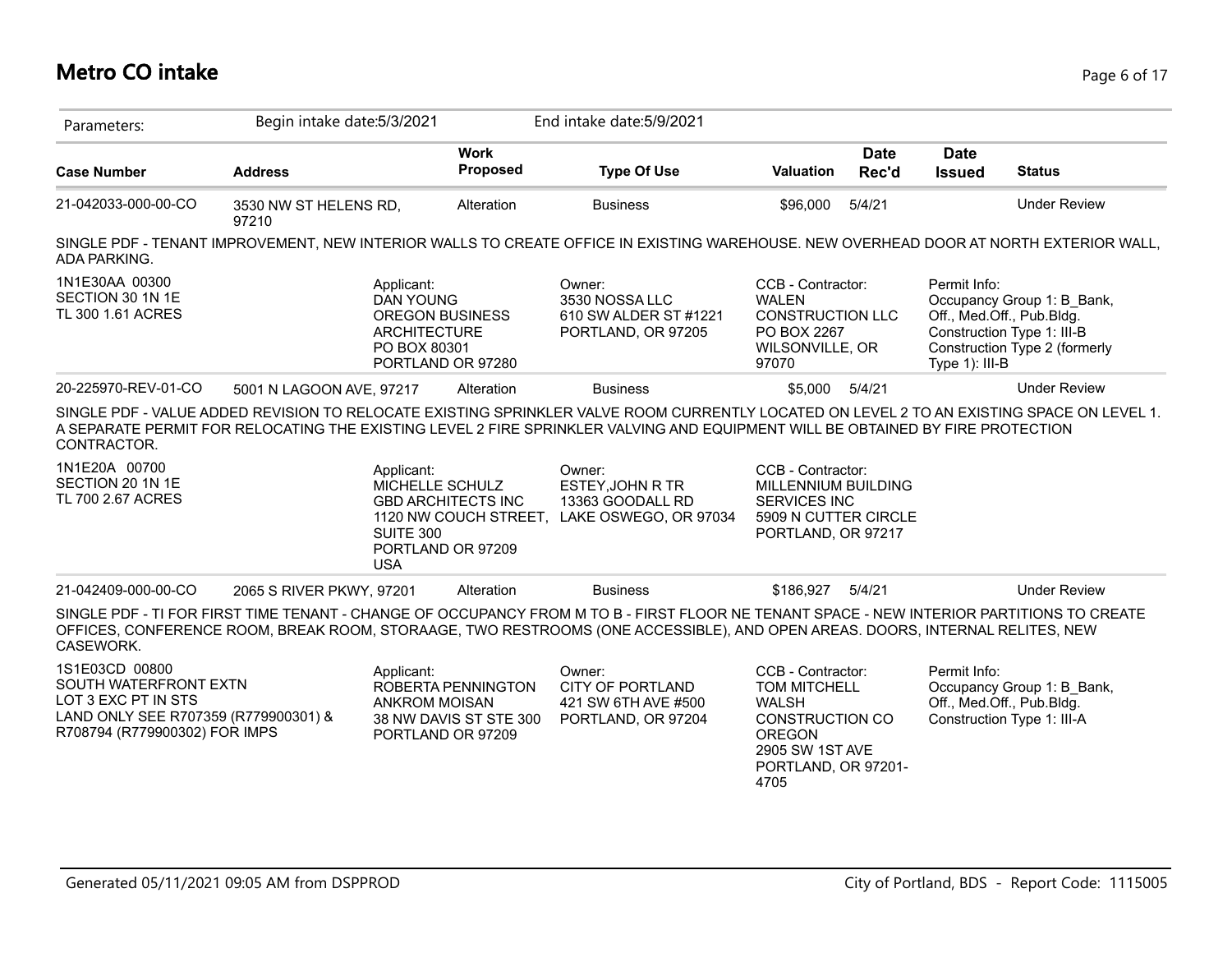# Metro CO intake

| Parameters: | Begin intake date:5/3/2021 | | End intake date:5/9/2021 | | | | |
|---|---|---|---|---|---|---|---|
| **Case Number** | **Address** | **Work Proposed** | **Type Of Use** | **Valuation** | **Date Rec'd** | **Date Issued** | **Status** |
| 21-042033-000-00-CO | 3530 NW ST HELENS RD, 97210 | Alteration | Business | $96,000 | 5/4/21 | | Under Review |

SINGLE PDF - TENANT IMPROVEMENT, NEW INTERIOR WALLS TO CREATE OFFICE IN EXISTING WAREHOUSE. NEW OVERHEAD DOOR AT NORTH EXTERIOR WALL, ADA PARKING.

1N1E30AA 00300
SECTION 30 1N 1E
TL 300 1.61 ACRES

Applicant:
DAN YOUNG
OREGON BUSINESS ARCHITECTURE
PO BOX 80301
PORTLAND OR 97280

Owner:
3530 NOSSA LLC
610 SW ALDER ST #1221
PORTLAND, OR 97205

CCB - Contractor:
WALEN CONSTRUCTION LLC
PO BOX 2267
WILSONVILLE, OR 97070

Permit Info:
Occupancy Group 1: B_Bank, Off., Med.Off., Pub.Bldg.
Construction Type 1: III-B
Construction Type 2 (formerly Type 1): III-B

| Case Number | Address | Work Proposed | Type Of Use | Valuation | Date Rec'd | Date Issued | Status |
|---|---|---|---|---|---|---|---|
| 20-225970-REV-01-CO | 5001 N LAGOON AVE, 97217 | Alteration | Business | $5,000 | 5/4/21 | | Under Review |

SINGLE PDF - VALUE ADDED REVISION TO RELOCATE EXISTING SPRINKLER VALVE ROOM CURRENTLY LOCATED ON LEVEL 2 TO AN EXISTING SPACE ON LEVEL 1. A SEPARATE PERMIT FOR RELOCATING THE EXISTING LEVEL 2 FIRE SPRINKLER VALVING AND EQUIPMENT WILL BE OBTAINED BY FIRE PROTECTION CONTRACTOR.

1N1E20A 00700
SECTION 20 1N 1E
TL 700 2.67 ACRES

Applicant:
MICHELLE SCHULZ
GBD ARCHITECTS INC
1120 NW COUCH STREET, SUITE 300
PORTLAND OR 97209
USA

Owner:
ESTEY,JOHN R TR
13363 GOODALL RD
LAKE OSWEGO, OR 97034

CCB - Contractor:
MILLENNIUM BUILDING SERVICES INC
5909 N CUTTER CIRCLE
PORTLAND, OR 97217

| Case Number | Address | Work Proposed | Type Of Use | Valuation | Date Rec'd | Date Issued | Status |
|---|---|---|---|---|---|---|---|
| 21-042409-000-00-CO | 2065 S RIVER PKWY, 97201 | Alteration | Business | $186,927 | 5/4/21 | | Under Review |

SINGLE PDF - TI FOR FIRST TIME TENANT - CHANGE OF OCCUPANCY FROM M TO B - FIRST FLOOR NE TENANT SPACE - NEW INTERIOR PARTITIONS TO CREATE OFFICES, CONFERENCE ROOM, BREAK ROOM, STORAAGE, TWO RESTROOMS (ONE ACCESSIBLE), AND OPEN AREAS. DOORS, INTERNAL RELITES, NEW CASEWORK.

1S1E03CD 00800
SOUTH WATERFRONT EXTN
LOT 3 EXC PT IN STS
LAND ONLY SEE R707359 (R779900301) & R708794 (R779900302) FOR IMPS

Applicant:
ROBERTA PENNINGTON
ANKROM MOISAN
38 NW DAVIS ST STE 300
PORTLAND OR 97209

Owner:
CITY OF PORTLAND
421 SW 6TH AVE #500
PORTLAND, OR 97204

CCB - Contractor:
TOM MITCHELL
WALSH CONSTRUCTION CO OREGON
2905 SW 1ST AVE
PORTLAND, OR 97201-4705

Permit Info:
Occupancy Group 1: B_Bank, Off., Med.Off., Pub.Bldg.
Construction Type 1: III-A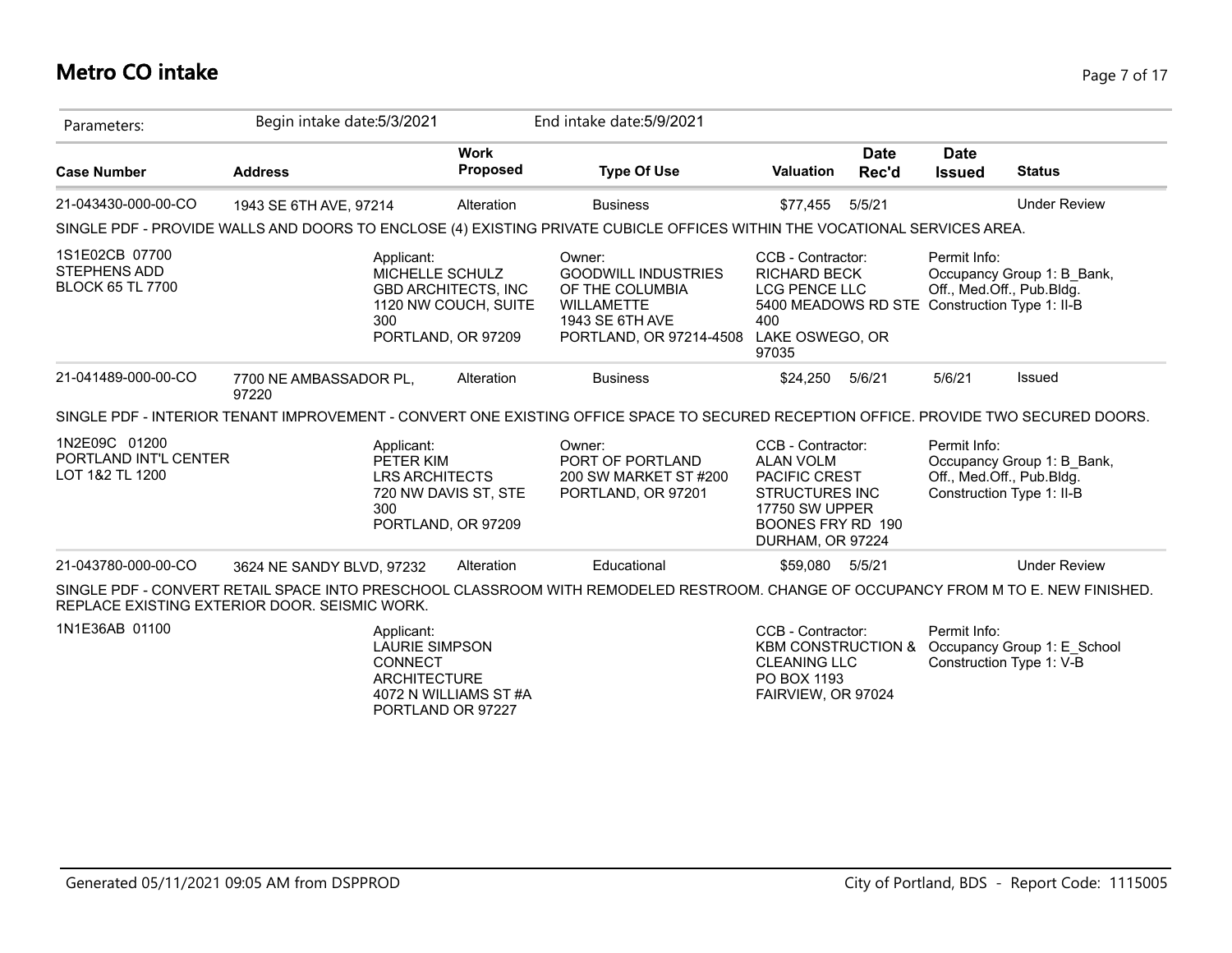# Metro CO intake

Parameters: Begin intake date:5/3/2021 End intake date:5/9/2021

| Case Number | Address | Work Proposed | Type Of Use | Valuation | Date Rec'd | Date Issued | Status |
|---|---|---|---|---|---|---|---|
| 21-043430-000-00-CO | 1943 SE 6TH AVE, 97214 | Alteration | Business | $77,455 | 5/5/21 | | Under Review |

SINGLE PDF - PROVIDE WALLS AND DOORS TO ENCLOSE (4) EXISTING PRIVATE CUBICLE OFFICES WITHIN THE VOCATIONAL SERVICES AREA.

1S1E02CB 07700
STEPHENS ADD
BLOCK 65 TL 7700

Applicant:
MICHELLE SCHULZ
GBD ARCHITECTS, INC
1120 NW COUCH, SUITE 300
PORTLAND, OR 97209

Owner:
GOODWILL INDUSTRIES OF THE COLUMBIA WILLAMETTE
1943 SE 6TH AVE
PORTLAND, OR 97214-4508

CCB - Contractor:
RICHARD BECK
LCG PENCE LLC
5400 MEADOWS RD STE 400
LAKE OSWEGO, OR 97035

Permit Info:
Occupancy Group 1: B_Bank, Off., Med.Off., Pub.Bldg.
Construction Type 1: II-B

| Case Number | Address | Work Proposed | Type Of Use | Valuation | Date Rec'd | Date Issued | Status |
|---|---|---|---|---|---|---|---|
| 21-041489-000-00-CO | 7700 NE AMBASSADOR PL, 97220 | Alteration | Business | $24,250 | 5/6/21 | 5/6/21 | Issued |

SINGLE PDF - INTERIOR TENANT IMPROVEMENT - CONVERT ONE EXISTING OFFICE SPACE TO SECURED RECEPTION OFFICE. PROVIDE TWO SECURED DOORS.

1N2E09C 01200
PORTLAND INT'L CENTER
LOT 1&2 TL 1200

Applicant:
PETER KIM
LRS ARCHITECTS
720 NW DAVIS ST, STE 300
PORTLAND, OR 97209

Owner:
PORT OF PORTLAND
200 SW MARKET ST #200
PORTLAND, OR 97201

CCB - Contractor:
ALAN VOLM
PACIFIC CREST STRUCTURES INC
17750 SW UPPER BOONES FRY RD 190
DURHAM, OR 97224

Permit Info:
Occupancy Group 1: B_Bank, Off., Med.Off., Pub.Bldg.
Construction Type 1: II-B

| Case Number | Address | Work Proposed | Type Of Use | Valuation | Date Rec'd | Date Issued | Status |
|---|---|---|---|---|---|---|---|
| 21-043780-000-00-CO | 3624 NE SANDY BLVD, 97232 | Alteration | Educational | $59,080 | 5/5/21 | | Under Review |

SINGLE PDF - CONVERT RETAIL SPACE INTO PRESCHOOL CLASSROOM WITH REMODELED RESTROOM. CHANGE OF OCCUPANCY FROM M TO E. NEW FINISHED. REPLACE EXISTING EXTERIOR DOOR. SEISMIC WORK.

1N1E36AB 01100

Applicant:
LAURIE SIMPSON
CONNECT ARCHITECTURE
4072 N WILLIAMS ST #A
PORTLAND OR 97227

CCB - Contractor:
KBM CONSTRUCTION & CLEANING LLC
PO BOX 1193
FAIRVIEW, OR 97024

Permit Info:
Occupancy Group 1: E_School
Construction Type 1: V-B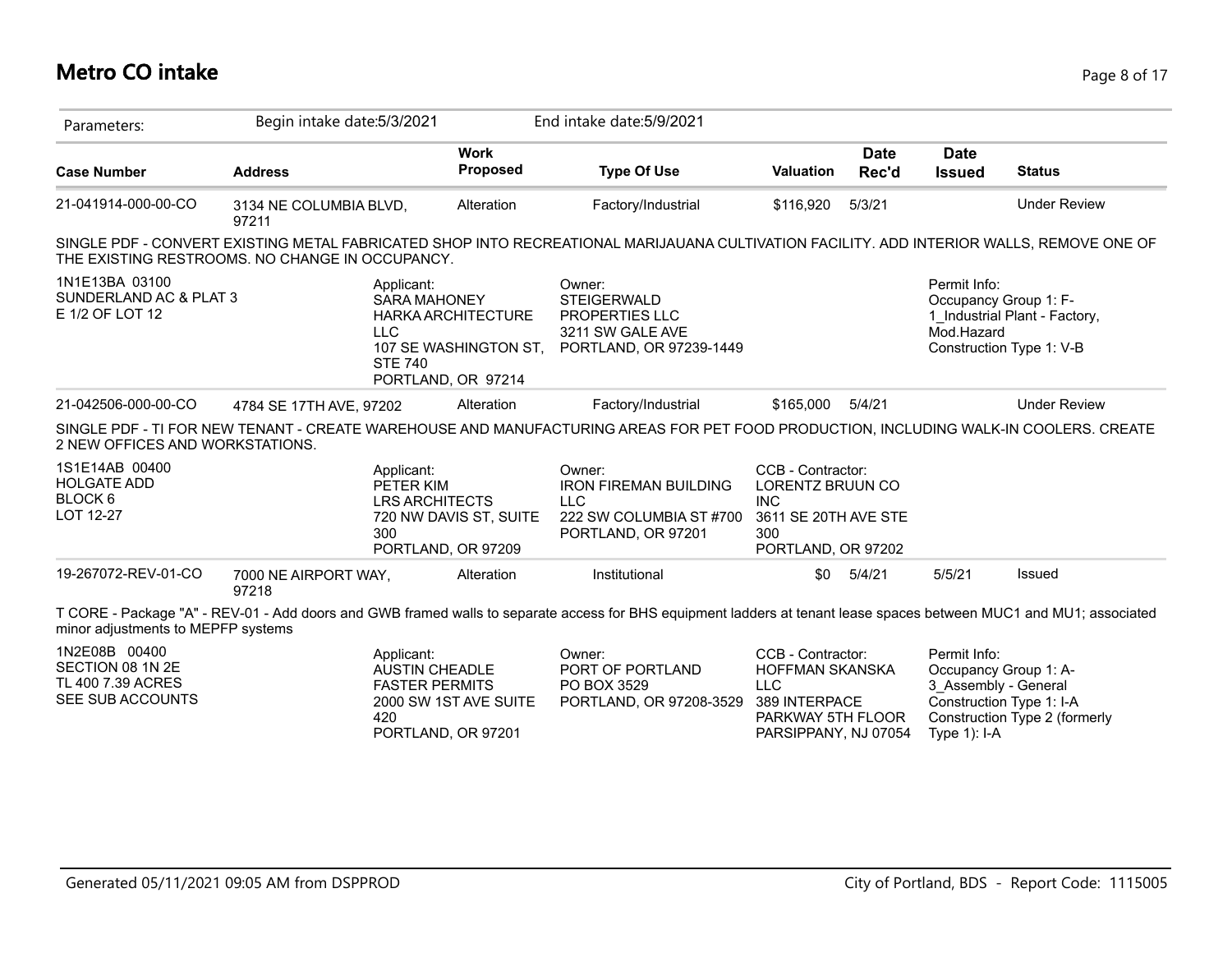# Metro CO intake

| Parameters: | Begin intake date:5/3/2021 | | End intake date:5/9/2021 | | | | |
|---|---|---|---|---|---|---|---|
| **Case Number** | **Address** | **Work Proposed** | **Type Of Use** | **Valuation** | **Date Rec'd** | **Date Issued** | **Status** |
| 21-041914-000-00-CO | 3134 NE COLUMBIA BLVD, 97211 | Alteration | Factory/Industrial | $116,920 | 5/3/21 | | Under Review |

SINGLE PDF - CONVERT EXISTING METAL FABRICATED SHOP INTO RECREATIONAL MARIJAUANA CULTIVATION FACILITY. ADD INTERIOR WALLS, REMOVE ONE OF THE EXISTING RESTROOMS. NO CHANGE IN OCCUPANCY.

1N1E13BA 03100
SUNDERLAND AC & PLAT 3
E 1/2 OF LOT 12

Applicant:
SARA MAHONEY
HARKA ARCHITECTURE LLC
107 SE WASHINGTON ST, STE 740
PORTLAND, OR 97214

Owner:
STEIGERWALD PROPERTIES LLC
3211 SW GALE AVE
PORTLAND, OR 97239-1449

Permit Info:
Occupancy Group 1: F-1_Industrial Plant - Factory, Mod.Hazard
Construction Type 1: V-B

---

| Case Number | Address | Work Proposed | Type Of Use | Valuation | Date Rec'd | Date Issued | Status |
|---|---|---|---|---|---|---|---|
| 21-042506-000-00-CO | 4784 SE 17TH AVE, 97202 | Alteration | Factory/Industrial | $165,000 | 5/4/21 | | Under Review |

SINGLE PDF - TI FOR NEW TENANT - CREATE WAREHOUSE AND MANUFACTURING AREAS FOR PET FOOD PRODUCTION, INCLUDING WALK-IN COOLERS. CREATE 2 NEW OFFICES AND WORKSTATIONS.

1S1E14AB 00400
HOLGATE ADD
BLOCK 6
LOT 12-27

Applicant:
PETER KIM
LRS ARCHITECTS
720 NW DAVIS ST, SUITE 300
PORTLAND, OR 97209

Owner:
IRON FIREMAN BUILDING LLC
222 SW COLUMBIA ST #700
PORTLAND, OR 97201

CCB - Contractor:
LORENTZ BRUUN CO INC
3611 SE 20TH AVE STE 300
PORTLAND, OR 97202

---

| Case Number | Address | Work Proposed | Type Of Use | Valuation | Date Rec'd | Date Issued | Status |
|---|---|---|---|---|---|---|---|
| 19-267072-REV-01-CO | 7000 NE AIRPORT WAY, 97218 | Alteration | Institutional | $0 | 5/4/21 | 5/5/21 | Issued |

T CORE - Package "A" - REV-01 - Add doors and GWB framed walls to separate access for BHS equipment ladders at tenant lease spaces between MUC1 and MU1; associated minor adjustments to MEPFP systems

1N2E08B 00400
SECTION 08 1N 2E
TL 400 7.39 ACRES
SEE SUB ACCOUNTS

Applicant:
AUSTIN CHEADLE
FASTER PERMITS
2000 SW 1ST AVE SUITE 420
PORTLAND, OR 97201

Owner:
PORT OF PORTLAND
PO BOX 3529
PORTLAND, OR 97208-3529

CCB - Contractor:
HOFFMAN SKANSKA LLC
389 INTERPACE PARKWAY 5TH FLOOR
PARSIPPANY, NJ 07054

Permit Info:
Occupancy Group 1: A-3_Assembly - General
Construction Type 1: I-A
Construction Type 2 (formerly Type 1): I-A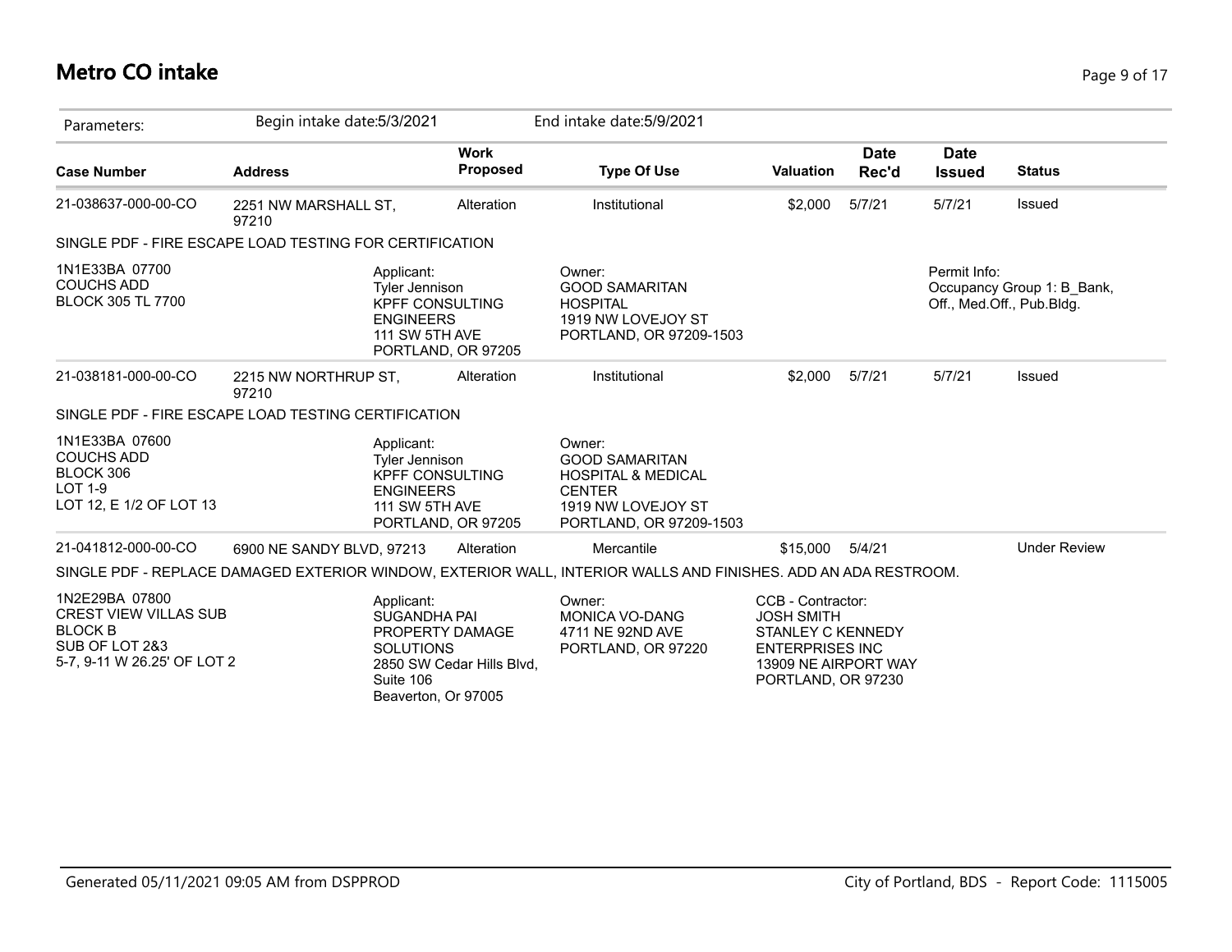# Metro CO intake

| Parameters: | Begin intake date:5/3/2021 | | End intake date:5/9/2021 | | | | |
|---|---|---|---|---|---|---|---|
| **Case Number** | **Address** | **Work Proposed** | **Type Of Use** | **Valuation** | **Date Rec'd** | **Date Issued** | **Status** |
| 21-038637-000-00-CO | 2251 NW MARSHALL ST, 97210 | Alteration | Institutional | $2,000 | 5/7/21 | 5/7/21 | Issued |
| SINGLE PDF - FIRE ESCAPE LOAD TESTING FOR CERTIFICATION | | | | | | | |
| 1N1E33BA 07700 COUCHS ADD BLOCK 305 TL 7700 | | Applicant: Tyler Jennison KPFF CONSULTING ENGINEERS 111 SW 5TH AVE PORTLAND, OR 97205 | Owner: GOOD SAMARITAN HOSPITAL 1919 NW LOVEJOY ST PORTLAND, OR 97209-1503 | | | Permit Info: Occupancy Group 1: B_Bank, Off., Med.Off., Pub.Bldg. | |
| 21-038181-000-00-CO | 2215 NW NORTHRUP ST, 97210 | Alteration | Institutional | $2,000 | 5/7/21 | 5/7/21 | Issued |
| SINGLE PDF - FIRE ESCAPE LOAD TESTING CERTIFICATION | | | | | | | |
| 1N1E33BA 07600 COUCHS ADD BLOCK 306 LOT 1-9 LOT 12, E 1/2 OF LOT 13 | | Applicant: Tyler Jennison KPFF CONSULTING ENGINEERS 111 SW 5TH AVE PORTLAND, OR 97205 | Owner: GOOD SAMARITAN HOSPITAL & MEDICAL CENTER 1919 NW LOVEJOY ST PORTLAND, OR 97209-1503 | | | | |
| 21-041812-000-00-CO | 6900 NE SANDY BLVD, 97213 | Alteration | Mercantile | $15,000 | 5/4/21 | | Under Review |
| SINGLE PDF - REPLACE DAMAGED EXTERIOR WINDOW, EXTERIOR WALL, INTERIOR WALLS AND FINISHES. ADD AN ADA RESTROOM. | | | | | | | |
| 1N2E29BA 07800 CREST VIEW VILLAS SUB BLOCK B SUB OF LOT 2&3 5-7, 9-11 W 26.25' OF LOT 2 | | Applicant: SUGANDHA PAI PROPERTY DAMAGE SOLUTIONS 2850 SW Cedar Hills Blvd, Suite 106 Beaverton, Or 97005 | Owner: MONICA VO-DANG 4711 NE 92ND AVE PORTLAND, OR 97220 | CCB - Contractor: JOSH SMITH STANLEY C KENNEDY ENTERPRISES INC 13909 NE AIRPORT WAY PORTLAND, OR 97230 | | | |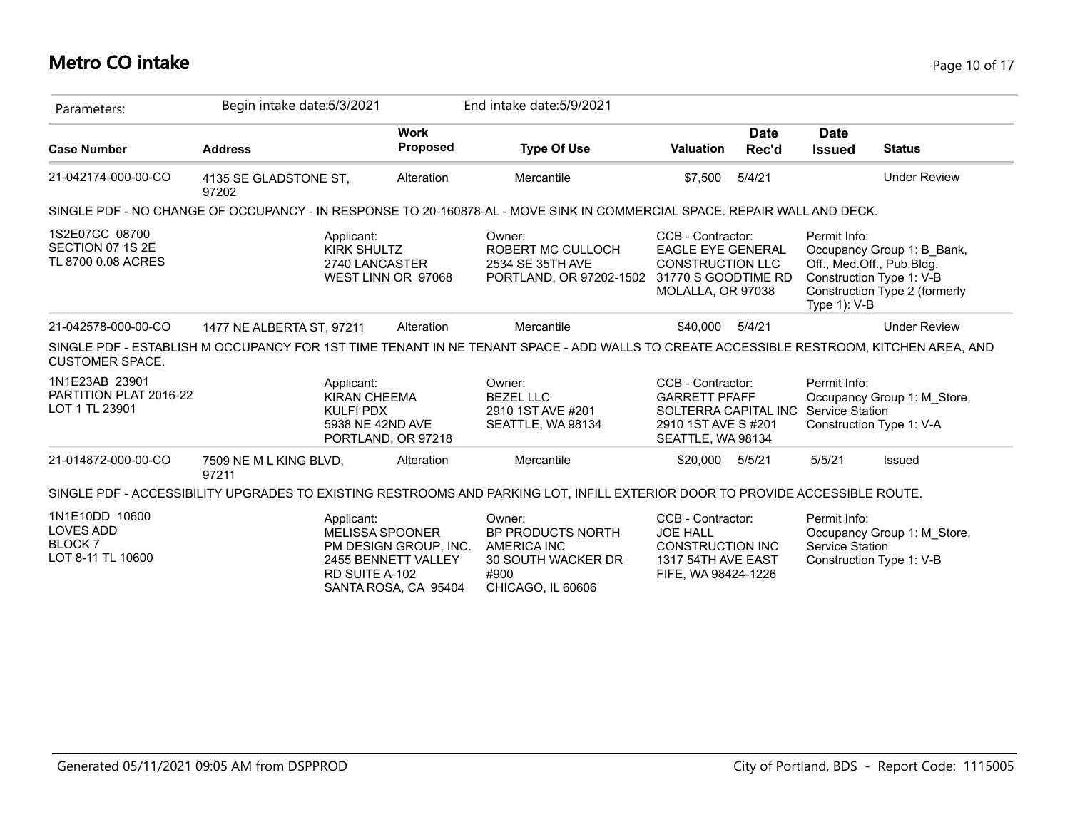## Metro CO intake

Parameters: Begin intake date:5/3/2021 End intake date:5/9/2021

| Case Number | Address | Work Proposed | Type Of Use | Valuation | Date Rec'd | Date Issued | Status |
|---|---|---|---|---|---|---|---|
| 21-042174-000-00-CO | 4135 SE GLADSTONE ST, 97202 | Alteration | Mercantile | $7,500 | 5/4/21 | | Under Review |

SINGLE PDF - NO CHANGE OF OCCUPANCY - IN RESPONSE TO 20-160878-AL - MOVE SINK IN COMMERCIAL SPACE. REPAIR WALL AND DECK.

| | Applicant: | Owner: | CCB - Contractor: | Permit Info: |
|---|---|---|---|---|
| 1S2E07CC 08700<br>SECTION 07 1S 2E<br>TL 8700 0.08 ACRES | KIRK SHULTZ<br>2740 LANCASTER<br>WEST LINN OR 97068 | ROBERT MC CULLOCH<br>2534 SE 35TH AVE<br>PORTLAND, OR 97202-1502 | EAGLE EYE GENERAL CONSTRUCTION LLC<br>31770 S GOODTIME RD<br>MOLALLA, OR 97038 | Occupancy Group 1: B_Bank, Off., Med.Off., Pub.Bldg.<br>Construction Type 1: V-B<br>Construction Type 2 (formerly Type 1): V-B |

| Case Number | Address | Work Proposed | Type Of Use | Valuation | Date Rec'd | Date Issued | Status |
|---|---|---|---|---|---|---|---|
| 21-042578-000-00-CO | 1477 NE ALBERTA ST, 97211 | Alteration | Mercantile | $40,000 | 5/4/21 | | Under Review |

SINGLE PDF - ESTABLISH M OCCUPANCY FOR 1ST TIME TENANT IN NE TENANT SPACE - ADD WALLS TO CREATE ACCESSIBLE RESTROOM, KITCHEN AREA, AND CUSTOMER SPACE.

| | Applicant: | Owner: | CCB - Contractor: | Permit Info: |
|---|---|---|---|---|
| 1N1E23AB 23901<br>PARTITION PLAT 2016-22<br>LOT 1 TL 23901 | KIRAN CHEEMA<br>KULFI PDX<br>5938 NE 42ND AVE<br>PORTLAND, OR 97218 | BEZEL LLC<br>2910 1ST AVE #201<br>SEATTLE, WA 98134 | GARRETT PFAFF<br>SOLTERRA CAPITAL INC<br>2910 1ST AVE S #201<br>SEATTLE, WA 98134 | Occupancy Group 1: M_Store, Service Station<br>Construction Type 1: V-A |

| Case Number | Address | Work Proposed | Type Of Use | Valuation | Date Rec'd | Date Issued | Status |
|---|---|---|---|---|---|---|---|
| 21-014872-000-00-CO | 7509 NE M L KING BLVD, 97211 | Alteration | Mercantile | $20,000 | 5/5/21 | 5/5/21 | Issued |

SINGLE PDF - ACCESSIBILITY UPGRADES TO EXISTING RESTROOMS AND PARKING LOT, INFILL EXTERIOR DOOR TO PROVIDE ACCESSIBLE ROUTE.

| | Applicant: | Owner: | CCB - Contractor: | Permit Info: |
|---|---|---|---|---|
| 1N1E10DD 10600<br>LOVES ADD<br>BLOCK 7<br>LOT 8-11 TL 10600 | MELISSA SPOONER<br>PM DESIGN GROUP, INC.<br>2455 BENNETT VALLEY RD SUITE A-102<br>SANTA ROSA, CA 95404 | BP PRODUCTS NORTH AMERICA INC<br>30 SOUTH WACKER DR #900<br>CHICAGO, IL 60606 | JOE HALL<br>CONSTRUCTION INC<br>1317 54TH AVE EAST<br>FIFE, WA 98424-1226 | Occupancy Group 1: M_Store, Service Station<br>Construction Type 1: V-B |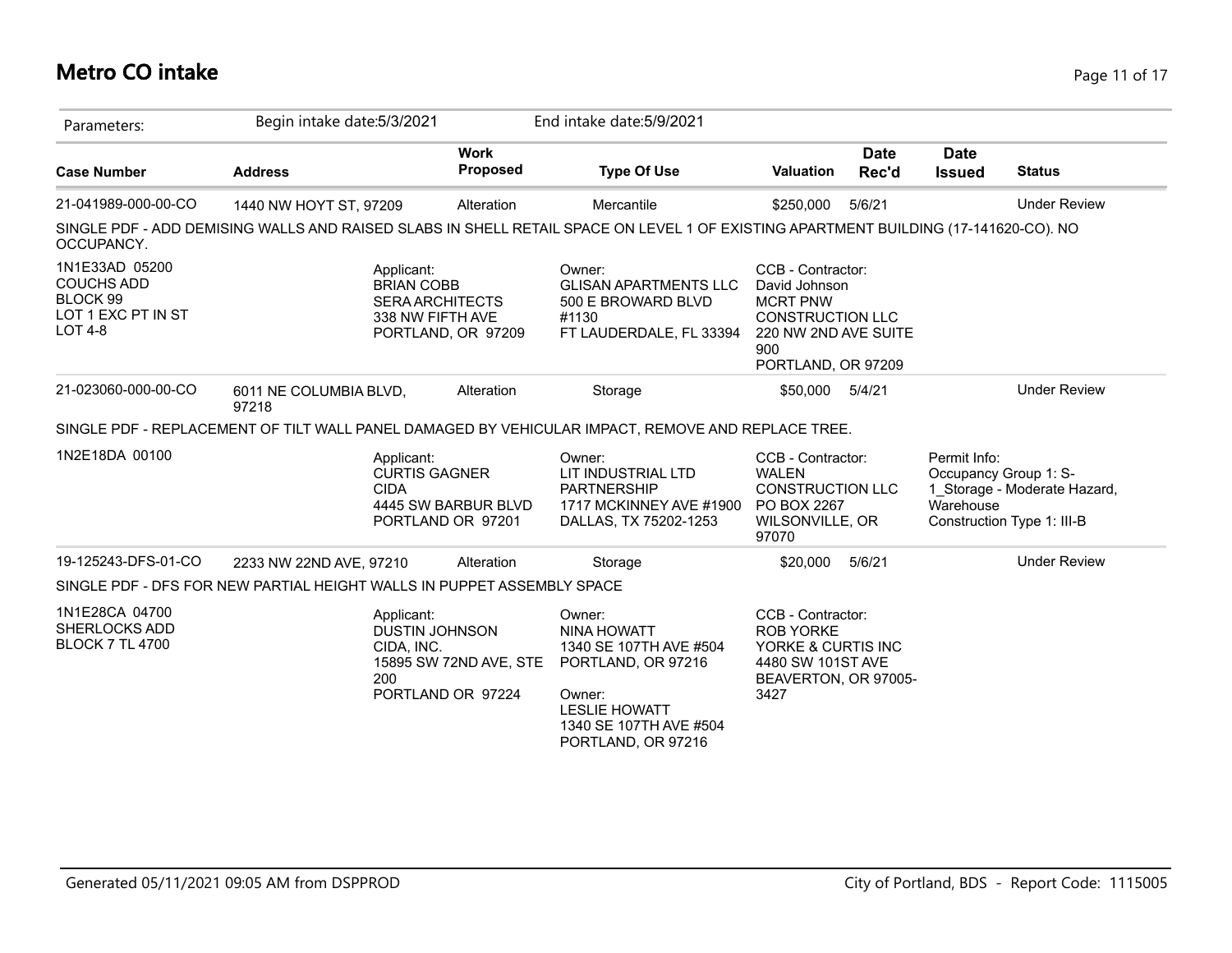# Metro CO intake

| Parameters: | Begin intake date:5/3/2021 | | End intake date:5/9/2021 | | | | |
|---|---|---|---|---|---|---|---|
| **Case Number** | **Address** | **Work Proposed** | **Type Of Use** | **Valuation** | **Date Rec'd** | **Date Issued** | **Status** |
| 21-041989-000-00-CO | 1440 NW HOYT ST, 97209 | Alteration | Mercantile | $250,000 | 5/6/21 | | Under Review |

SINGLE PDF - ADD DEMISING WALLS AND RAISED SLABS IN SHELL RETAIL SPACE ON LEVEL 1 OF EXISTING APARTMENT BUILDING (17-141620-CO). NO OCCUPANCY.

1N1E33AD 05200
COUCHS ADD
BLOCK 99
LOT 1 EXC PT IN ST
LOT 4-8

Applicant:
BRIAN COBB
SERA ARCHITECTS
338 NW FIFTH AVE
PORTLAND, OR 97209

Owner:
GLISAN APARTMENTS LLC
500 E BROWARD BLVD
#1130
FT LAUDERDALE, FL 33394

CCB - Contractor:
David Johnson
MCRT PNW
CONSTRUCTION LLC
220 NW 2ND AVE SUITE
900
PORTLAND, OR 97209

| Case Number | Address | Work Proposed | Type Of Use | Valuation | Date Rec'd | Date Issued | Status |
|---|---|---|---|---|---|---|---|
| 21-023060-000-00-CO | 6011 NE COLUMBIA BLVD, 97218 | Alteration | Storage | $50,000 | 5/4/21 | | Under Review |

SINGLE PDF - REPLACEMENT OF TILT WALL PANEL DAMAGED BY VEHICULAR IMPACT, REMOVE AND REPLACE TREE.

1N2E18DA 00100

Applicant:
CURTIS GAGNER
CIDA
4445 SW BARBUR BLVD
PORTLAND OR 97201

Owner:
LIT INDUSTRIAL LTD
PARTNERSHIP
1717 MCKINNEY AVE #1900
DALLAS, TX 75202-1253

CCB - Contractor:
WALEN
CONSTRUCTION LLC
PO BOX 2267
WILSONVILLE, OR
97070

Permit Info:
Occupancy Group 1: S-1_Storage - Moderate Hazard, Warehouse
Construction Type 1: III-B

| Case Number | Address | Work Proposed | Type Of Use | Valuation | Date Rec'd | Date Issued | Status |
|---|---|---|---|---|---|---|---|
| 19-125243-DFS-01-CO | 2233 NW 22ND AVE, 97210 | Alteration | Storage | $20,000 | 5/6/21 | | Under Review |

SINGLE PDF - DFS FOR NEW PARTIAL HEIGHT WALLS IN PUPPET ASSEMBLY SPACE

1N1E28CA 04700
SHERLOCKS ADD
BLOCK 7 TL 4700

Applicant:
DUSTIN JOHNSON
CIDA, INC.
15895 SW 72ND AVE, STE
200
PORTLAND OR 97224

Owner:
NINA HOWATT
1340 SE 107TH AVE #504
PORTLAND, OR 97216

Owner:
LESLIE HOWATT
1340 SE 107TH AVE #504
PORTLAND, OR 97216

CCB - Contractor:
ROB YORKE
YORKE & CURTIS INC
4480 SW 101ST AVE
BEAVERTON, OR 97005-
3427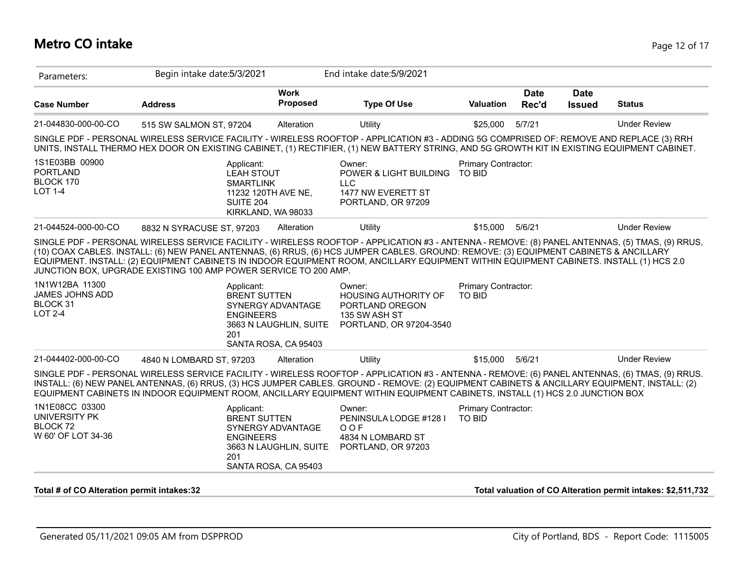# Metro CO intake

Parameters: Begin intake date:5/3/2021 End intake date:5/9/2021

| Case Number | Address | Work Proposed | Type Of Use | Valuation | Date Rec'd | Date Issued | Status |
|---|---|---|---|---|---|---|---|
| 21-044830-000-00-CO | 515 SW SALMON ST, 97204 | Alteration | Utility | $25,000 | 5/7/21 | | Under Review |

SINGLE PDF - PERSONAL WIRELESS SERVICE FACILITY - WIRELESS ROOFTOP - APPLICATION #3 - ADDING 5G COMPRISED OF: REMOVE AND REPLACE (3) RRH UNITS, INSTALL THERMO HEX DOOR ON EXISTING CABINET, (1) RECTIFIER, (1) NEW BATTERY STRING, AND 5G GROWTH KIT IN EXISTING EQUIPMENT CABINET.

1S1E03BB 00900
PORTLAND
BLOCK 170
LOT 1-4

Applicant:
LEAH STOUT
SMARTLINK
11232 120TH AVE NE, SUITE 204
KIRKLAND, WA 98033

Owner:
POWER & LIGHT BUILDING LLC
1477 NW EVERETT ST
PORTLAND, OR 97209

Primary Contractor:
TO BID

| Case Number | Address | Work Proposed | Type Of Use | Valuation | Date Rec'd | Date Issued | Status |
|---|---|---|---|---|---|---|---|
| 21-044524-000-00-CO | 8832 N SYRACUSE ST, 97203 | Alteration | Utility | $15,000 | 5/6/21 | | Under Review |

SINGLE PDF - PERSONAL WIRELESS SERVICE FACILITY - WIRELESS ROOFTOP - APPLICATION #3 - ANTENNA - REMOVE: (8) PANEL ANTENNAS, (5) TMAS, (9) RRUS, (10) COAX CABLES. INSTALL: (6) NEW PANEL ANTENNAS, (6) RRUS, (6) HCS JUMPER CABLES. GROUND: REMOVE: (3) EQUIPMENT CABINETS & ANCILLARY EQUIPMENT. INSTALL: (2) EQUIPMENT CABINETS IN INDOOR EQUIPMENT ROOM, ANCILLARY EQUIPMENT WITHIN EQUIPMENT CABINETS. INSTALL (1) HCS 2.0 JUNCTION BOX, UPGRADE EXISTING 100 AMP POWER SERVICE TO 200 AMP.

1N1W12BA 11300
JAMES JOHNS ADD
BLOCK 31
LOT 2-4

Applicant:
BRENT SUTTEN
SYNERGY ADVANTAGE ENGINEERS
3663 N LAUGHLIN, SUITE 201
SANTA ROSA, CA 95403

Owner:
HOUSING AUTHORITY OF PORTLAND OREGON
135 SW ASH ST
PORTLAND, OR 97204-3540

Primary Contractor:
TO BID

| Case Number | Address | Work Proposed | Type Of Use | Valuation | Date Rec'd | Date Issued | Status |
|---|---|---|---|---|---|---|---|
| 21-044402-000-00-CO | 4840 N LOMBARD ST, 97203 | Alteration | Utility | $15,000 | 5/6/21 | | Under Review |

SINGLE PDF - PERSONAL WIRELESS SERVICE FACILITY - WIRELESS ROOFTOP - APPLICATION #3 - ANTENNA - REMOVE: (6) PANEL ANTENNAS, (6) TMAS, (9) RRUS. INSTALL: (6) NEW PANEL ANTENNAS, (6) RRUS, (3) HCS JUMPER CABLES. GROUND - REMOVE: (2) EQUIPMENT CABINETS & ANCILLARY EQUIPMENT, INSTALL: (2) EQUIPMENT CABINETS IN INDOOR EQUIPMENT ROOM, ANCILLARY EQUIPMENT WITHIN EQUIPMENT CABINETS, INSTALL (1) HCS 2.0 JUNCTION BOX

1N1E08CC 03300
UNIVERSITY PK
BLOCK 72
W 60' OF LOT 34-36

Applicant:
BRENT SUTTEN
SYNERGY ADVANTAGE ENGINEERS
3663 N LAUGHLIN, SUITE 201
SANTA ROSA, CA 95403

Owner:
PENINSULA LODGE #128 I O O F
4834 N LOMBARD ST
PORTLAND, OR 97203

Primary Contractor:
TO BID

**Total # of CO Alteration permit intakes:32**

**Total valuation of CO Alteration permit intakes: $2,511,732**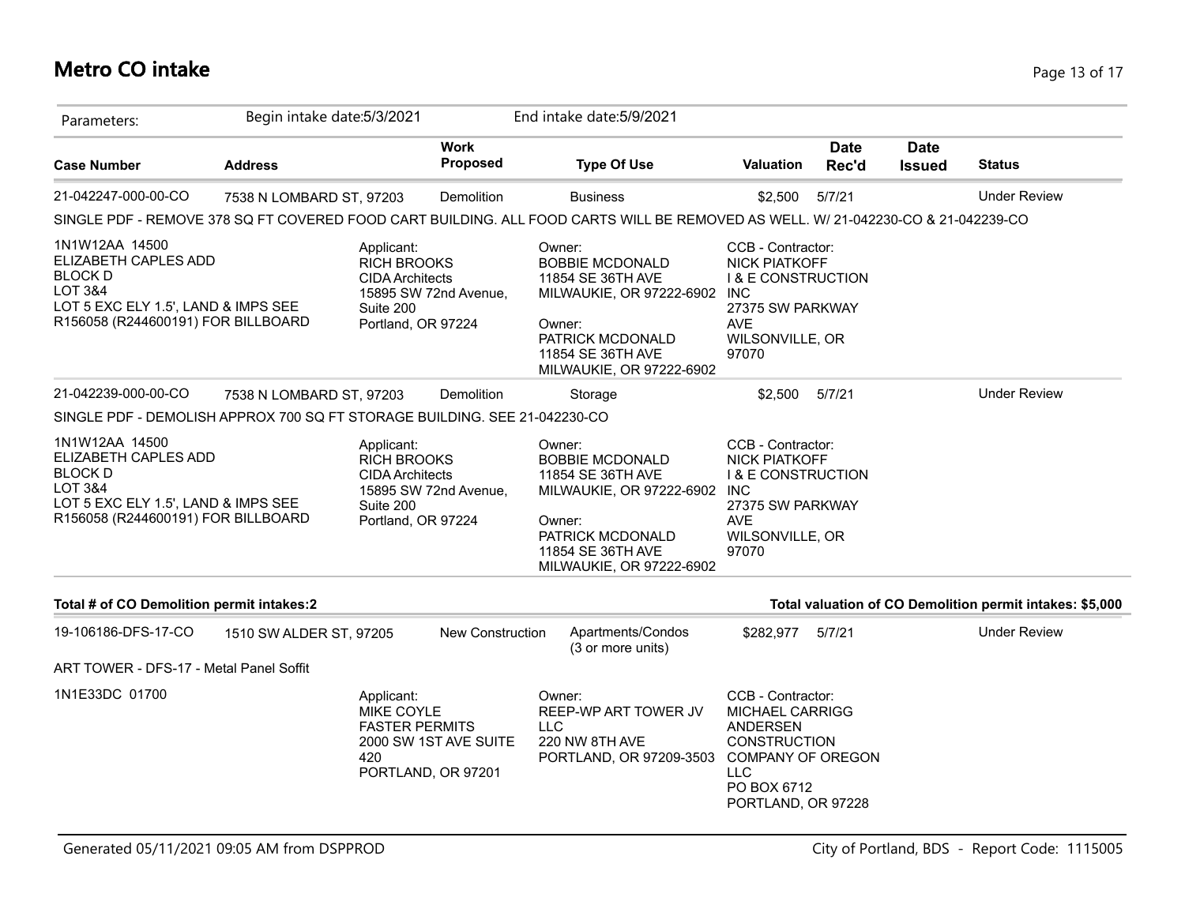# Metro CO intake

| Parameters: | Begin intake date:5/3/2021 | | End intake date:5/9/2021 | | | | |
|---|---|---|---|---|---|---|---|
| **Case Number** | **Address** | **Work Proposed** | **Type Of Use** | **Valuation** | **Date Rec'd** | **Date Issued** | **Status** |
| 21-042247-000-00-CO | 7538 N LOMBARD ST, 97203 | Demolition | Business | $2,500 | 5/7/21 | | Under Review |

SINGLE PDF - REMOVE 378 SQ FT COVERED FOOD CART BUILDING. ALL FOOD CARTS WILL BE REMOVED AS WELL. W/ 21-042230-CO & 21-042239-CO

1N1W12AA 14500
ELIZABETH CAPLES ADD
BLOCK D
LOT 3&4
LOT 5 EXC ELY 1.5', LAND & IMPS SEE R156058 (R244600191) FOR BILLBOARD

Applicant:
RICH BROOKS
CIDA Architects
15895 SW 72nd Avenue, Suite 200
Portland, OR 97224

Owner:
BOBBIE MCDONALD
11854 SE 36TH AVE
MILWAUKIE, OR 97222-6902

Owner:
PATRICK MCDONALD
11854 SE 36TH AVE
MILWAUKIE, OR 97222-6902

CCB - Contractor:
NICK PIATKOFF
I & E CONSTRUCTION INC
27375 SW PARKWAY AVE
WILSONVILLE, OR 97070

| **Case Number** | **Address** | **Work Proposed** | **Type Of Use** | **Valuation** | **Date Rec'd** | **Date Issued** | **Status** |
|---|---|---|---|---|---|---|---|
| 21-042239-000-00-CO | 7538 N LOMBARD ST, 97203 | Demolition | Storage | $2,500 | 5/7/21 | | Under Review |

SINGLE PDF - DEMOLISH APPROX 700 SQ FT STORAGE BUILDING. SEE 21-042230-CO

1N1W12AA 14500
ELIZABETH CAPLES ADD
BLOCK D
LOT 3&4
LOT 5 EXC ELY 1.5', LAND & IMPS SEE R156058 (R244600191) FOR BILLBOARD

Applicant:
RICH BROOKS
CIDA Architects
15895 SW 72nd Avenue, Suite 200
Portland, OR 97224

Owner:
BOBBIE MCDONALD
11854 SE 36TH AVE
MILWAUKIE, OR 97222-6902

Owner:
PATRICK MCDONALD
11854 SE 36TH AVE
MILWAUKIE, OR 97222-6902

CCB - Contractor:
NICK PIATKOFF
I & E CONSTRUCTION INC
27375 SW PARKWAY AVE
WILSONVILLE, OR 97070

**Total # of CO Demolition permit intakes:2**

**Total valuation of CO Demolition permit intakes: $5,000**

| **Case Number** | **Address** | **Work Proposed** | **Type Of Use** | **Valuation** | **Date Rec'd** | **Date Issued** | **Status** |
|---|---|---|---|---|---|---|---|
| 19-106186-DFS-17-CO | 1510 SW ALDER ST, 97205 | New Construction | Apartments/Condos (3 or more units) | $282,977 | 5/7/21 | | Under Review |

ART TOWER - DFS-17 - Metal Panel Soffit

1N1E33DC 01700

Applicant:
MIKE COYLE
FASTER PERMITS
2000 SW 1ST AVE SUITE 420
PORTLAND, OR 97201

Owner:
REEP-WP ART TOWER JV LLC
220 NW 8TH AVE
PORTLAND, OR 97209-3503

CCB - Contractor:
MICHAEL CARRIGG
ANDERSEN CONSTRUCTION COMPANY OF OREGON LLC
PO BOX 6712
PORTLAND, OR 97228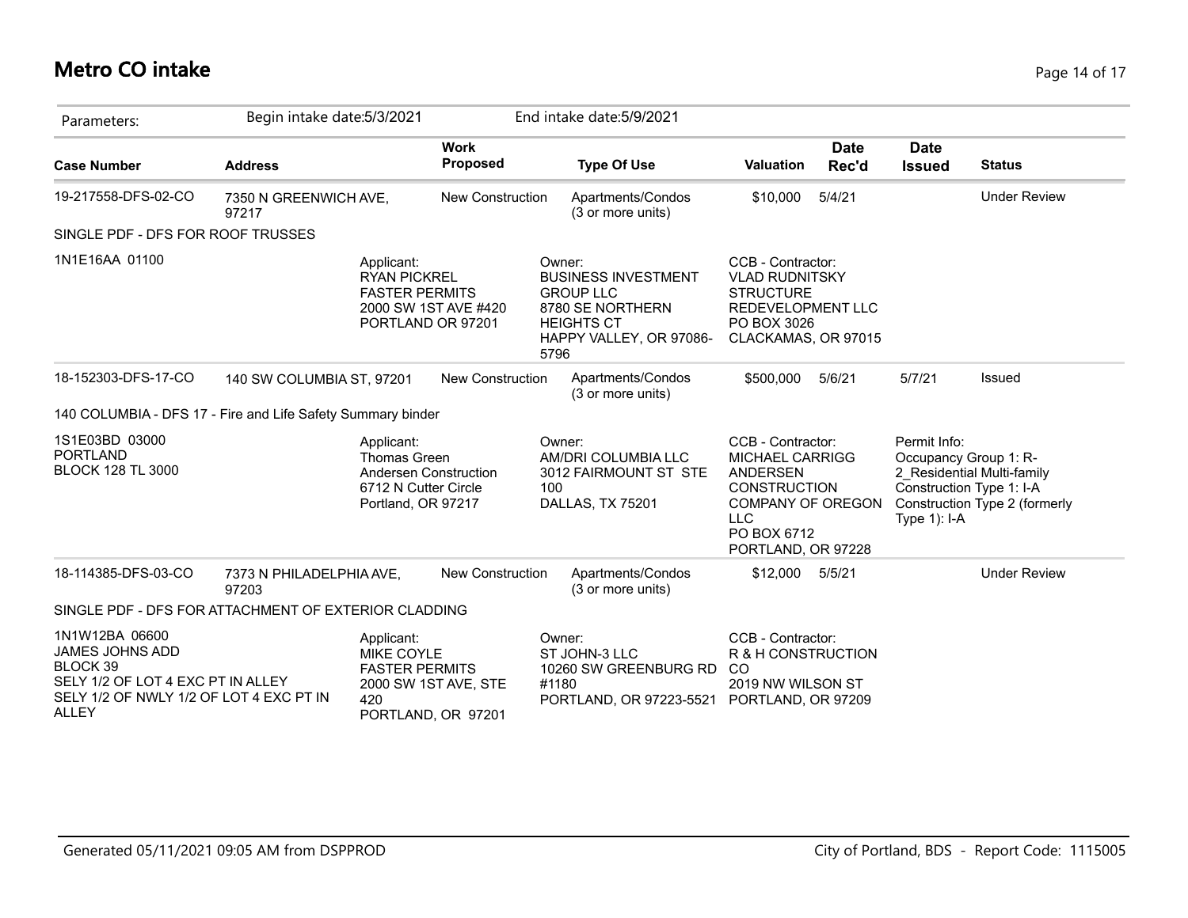# Metro CO intake

| Parameters: | Begin intake date:5/3/2021 | | End intake date:5/9/2021 | | | | |
|---|---|---|---|---|---|---|---|
| **Case Number** | **Address** | **Work Proposed** | **Type Of Use** | **Valuation** | **Date Rec'd** | **Date Issued** | **Status** |
| 19-217558-DFS-02-CO | 7350 N GREENWICH AVE, 97217 | New Construction | Apartments/Condos (3 or more units) | $10,000 | 5/4/21 | | Under Review |
| SINGLE PDF - DFS FOR ROOF TRUSSES | | | | | | | |
| 1N1E16AA 01100 | Applicant: RYAN PICKREL FASTER PERMITS 2000 SW 1ST AVE #420 PORTLAND OR 97201 | | Owner: BUSINESS INVESTMENT GROUP LLC 8780 SE NORTHERN HEIGHTS CT HAPPY VALLEY, OR 97086-5796 | CCB - Contractor: VLAD RUDNITSKY STRUCTURE REDEVELOPMENT LLC PO BOX 3026 CLACKAMAS, OR 97015 | | | |
| 18-152303-DFS-17-CO | 140 SW COLUMBIA ST, 97201 | New Construction | Apartments/Condos (3 or more units) | $500,000 | 5/6/21 | 5/7/21 | Issued |
| 140 COLUMBIA - DFS 17 - Fire and Life Safety Summary binder | | | | | | | |
| 1S1E03BD 03000 PORTLAND BLOCK 128 TL 3000 | Applicant: Thomas Green Andersen Construction 6712 N Cutter Circle Portland, OR 97217 | | Owner: AM/DRI COLUMBIA LLC 3012 FAIRMOUNT ST STE 100 DALLAS, TX 75201 | CCB - Contractor: MICHAEL CARRIGG ANDERSEN CONSTRUCTION COMPANY OF OREGON LLC PO BOX 6712 PORTLAND, OR 97228 | | Permit Info: Occupancy Group 1: R-2_Residential Multi-family Construction Type 1: I-A Construction Type 2 (formerly Type 1): I-A | |
| 18-114385-DFS-03-CO | 7373 N PHILADELPHIA AVE, 97203 | New Construction | Apartments/Condos (3 or more units) | $12,000 | 5/5/21 | | Under Review |
| SINGLE PDF - DFS FOR ATTACHMENT OF EXTERIOR CLADDING | | | | | | | |
| 1N1W12BA 06600 JAMES JOHNS ADD BLOCK 39 SELY 1/2 OF LOT 4 EXC PT IN ALLEY SELY 1/2 OF NWLY 1/2 OF LOT 4 EXC PT IN ALLEY | Applicant: MIKE COYLE FASTER PERMITS 2000 SW 1ST AVE, STE 420 PORTLAND, OR 97201 | | Owner: ST JOHN-3 LLC 10260 SW GREENBURG RD #1180 PORTLAND, OR 97223-5521 | CCB - Contractor: R & H CONSTRUCTION CO 2019 NW WILSON ST PORTLAND, OR 97209 | | | |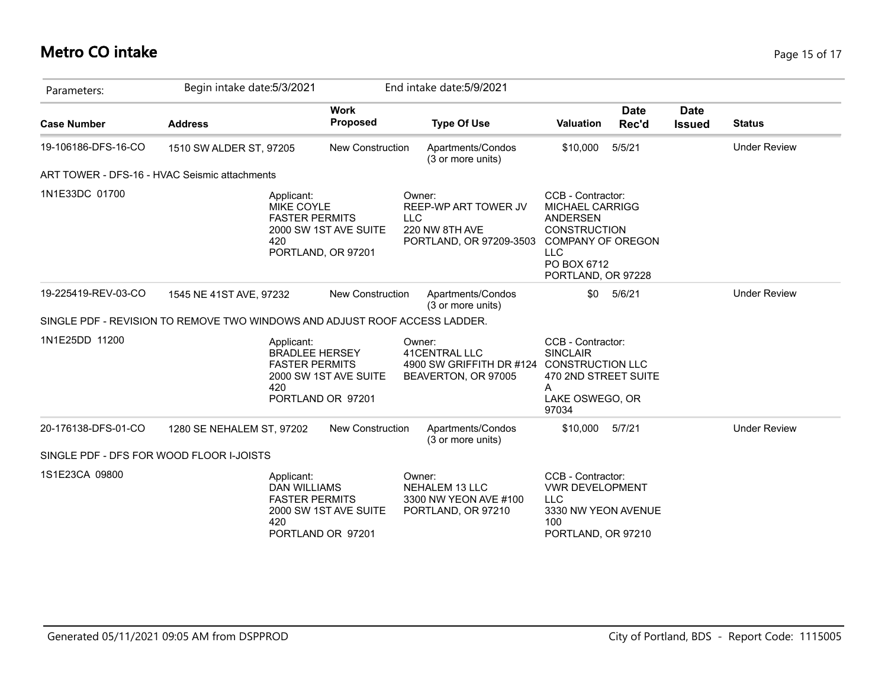# Metro CO intake

| Parameters: | Begin intake date:5/3/2021 | | End intake date:5/9/2021 | | | | |
|---|---|---|---|---|---|---|---|
| **Case Number** | **Address** | **Work Proposed** | **Type Of Use** | **Valuation** | **Date Rec'd** | **Date Issued** | **Status** |
| 19-106186-DFS-16-CO | 1510 SW ALDER ST, 97205 | New Construction | Apartments/Condos (3 or more units) | $10,000 | 5/5/21 | | Under Review |
| ART TOWER - DFS-16 - HVAC Seismic attachments | | | | | | | |
| 1N1E33DC 01700 | Applicant: MIKE COYLE FASTER PERMITS 2000 SW 1ST AVE SUITE 420 PORTLAND, OR 97201 | | Owner: REEP-WP ART TOWER JV LLC 220 NW 8TH AVE PORTLAND, OR 97209-3503 | CCB - Contractor: MICHAEL CARRIGG ANDERSEN CONSTRUCTION COMPANY OF OREGON LLC PO BOX 6712 PORTLAND, OR 97228 | | | |
| 19-225419-REV-03-CO | 1545 NE 41ST AVE, 97232 | New Construction | Apartments/Condos (3 or more units) | $0 | 5/6/21 | | Under Review |
| SINGLE PDF - REVISION TO REMOVE TWO WINDOWS AND ADJUST ROOF ACCESS LADDER. | | | | | | | |
| 1N1E25DD 11200 | Applicant: BRADLEE HERSEY FASTER PERMITS 2000 SW 1ST AVE SUITE 420 PORTLAND OR 97201 | | Owner: 41CENTRAL LLC 4900 SW GRIFFITH DR #124 BEAVERTON, OR 97005 | CCB - Contractor: SINCLAIR CONSTRUCTION LLC 470 2ND STREET SUITE A LAKE OSWEGO, OR 97034 | | | |
| 20-176138-DFS-01-CO | 1280 SE NEHALEM ST, 97202 | New Construction | Apartments/Condos (3 or more units) | $10,000 | 5/7/21 | | Under Review |
| SINGLE PDF - DFS FOR WOOD FLOOR I-JOISTS | | | | | | | |
| 1S1E23CA 09800 | Applicant: DAN WILLIAMS FASTER PERMITS 2000 SW 1ST AVE SUITE 420 PORTLAND OR 97201 | | Owner: NEHALEM 13 LLC 3300 NW YEON AVE #100 PORTLAND, OR 97210 | CCB - Contractor: VWR DEVELOPMENT LLC 3330 NW YEON AVENUE 100 PORTLAND, OR 97210 | | | |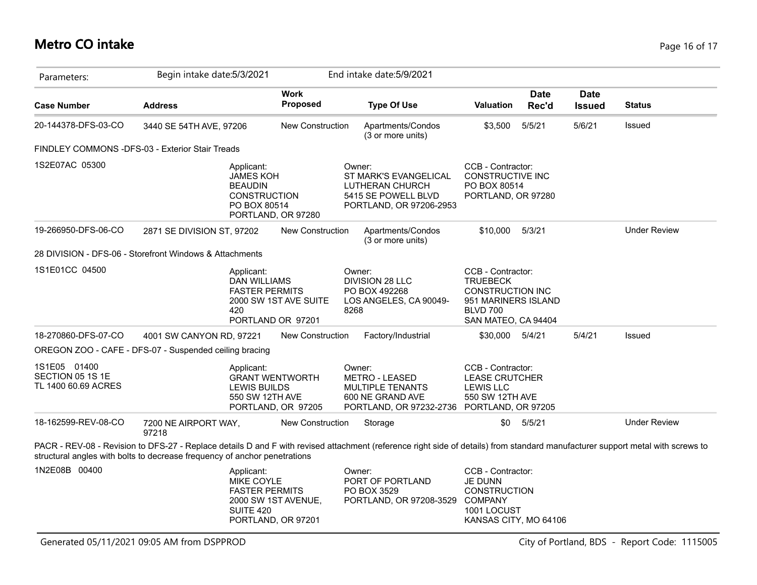# Metro CO intake

| Parameters: | Begin intake date:5/3/2021 | | End intake date:5/9/2021 | | | | |
|---|---|---|---|---|---|---|---|
| **Case Number** | **Address** | **Work Proposed** | **Type Of Use** | **Valuation** | **Date Rec'd** | **Date Issued** | **Status** |
| 20-144378-DFS-03-CO | 3440 SE 54TH AVE, 97206 | New Construction | Apartments/Condos (3 or more units) | $3,500 | 5/5/21 | 5/6/21 | Issued |
| FINDLEY COMMONS -DFS-03 - Exterior Stair Treads | | | | | | | |
| 1S2E07AC 05300 | Applicant: JAMES KOH BEAUDIN CONSTRUCTION PO BOX 80514 PORTLAND, OR 97280 | | Owner: ST MARK'S EVANGELICAL LUTHERAN CHURCH 5415 SE POWELL BLVD PORTLAND, OR 97206-2953 | CCB - Contractor: CONSTRUCTIVE INC PO BOX 80514 PORTLAND, OR 97280 | | | |
| 19-266950-DFS-06-CO | 2871 SE DIVISION ST, 97202 | New Construction | Apartments/Condos (3 or more units) | $10,000 | 5/3/21 | | Under Review |
| 28 DIVISION - DFS-06 - Storefront Windows & Attachments | | | | | | | |
| 1S1E01CC 04500 | Applicant: DAN WILLIAMS FASTER PERMITS 2000 SW 1ST AVE SUITE 420 PORTLAND OR 97201 | | Owner: DIVISION 28 LLC PO BOX 492268 LOS ANGELES, CA 90049-8268 | CCB - Contractor: TRUEBECK CONSTRUCTION INC 951 MARINERS ISLAND BLVD 700 SAN MATEO, CA 94404 | | | |
| 18-270860-DFS-07-CO | 4001 SW CANYON RD, 97221 | New Construction | Factory/Industrial | $30,000 | 5/4/21 | 5/4/21 | Issued |
| OREGON ZOO - CAFE - DFS-07 - Suspended ceiling bracing | | | | | | | |
| 1S1E05 01400 SECTION 05 1S 1E TL 1400 60.69 ACRES | Applicant: GRANT WENTWORTH LEWIS BUILDS 550 SW 12TH AVE PORTLAND, OR 97205 | | Owner: METRO - LEASED MULTIPLE TENANTS 600 NE GRAND AVE PORTLAND, OR 97232-2736 | CCB - Contractor: LEASE CRUTCHER LEWIS LLC 550 SW 12TH AVE PORTLAND, OR 97205 | | | |
| 18-162599-REV-08-CO | 7200 NE AIRPORT WAY, 97218 | New Construction | Storage | $0 | 5/5/21 | | Under Review |
| PACR - REV-08 - Revision to DFS-27 - Replace details D and F with revised attachment (reference right side of details) from standard manufacturer support metal with screws to structural angles with bolts to decrease frequency of anchor penetrations | | | | | | | |
| 1N2E08B 00400 | Applicant: MIKE COYLE FASTER PERMITS 2000 SW 1ST AVENUE, SUITE 420 PORTLAND, OR 97201 | | Owner: PORT OF PORTLAND PO BOX 3529 PORTLAND, OR 97208-3529 | CCB - Contractor: JE DUNN CONSTRUCTION COMPANY 1001 LOCUST KANSAS CITY, MO 64106 | | | |

Generated 05/11/2021 09:05 AM from DSPPROD

City of Portland, BDS - Report Code: 1115005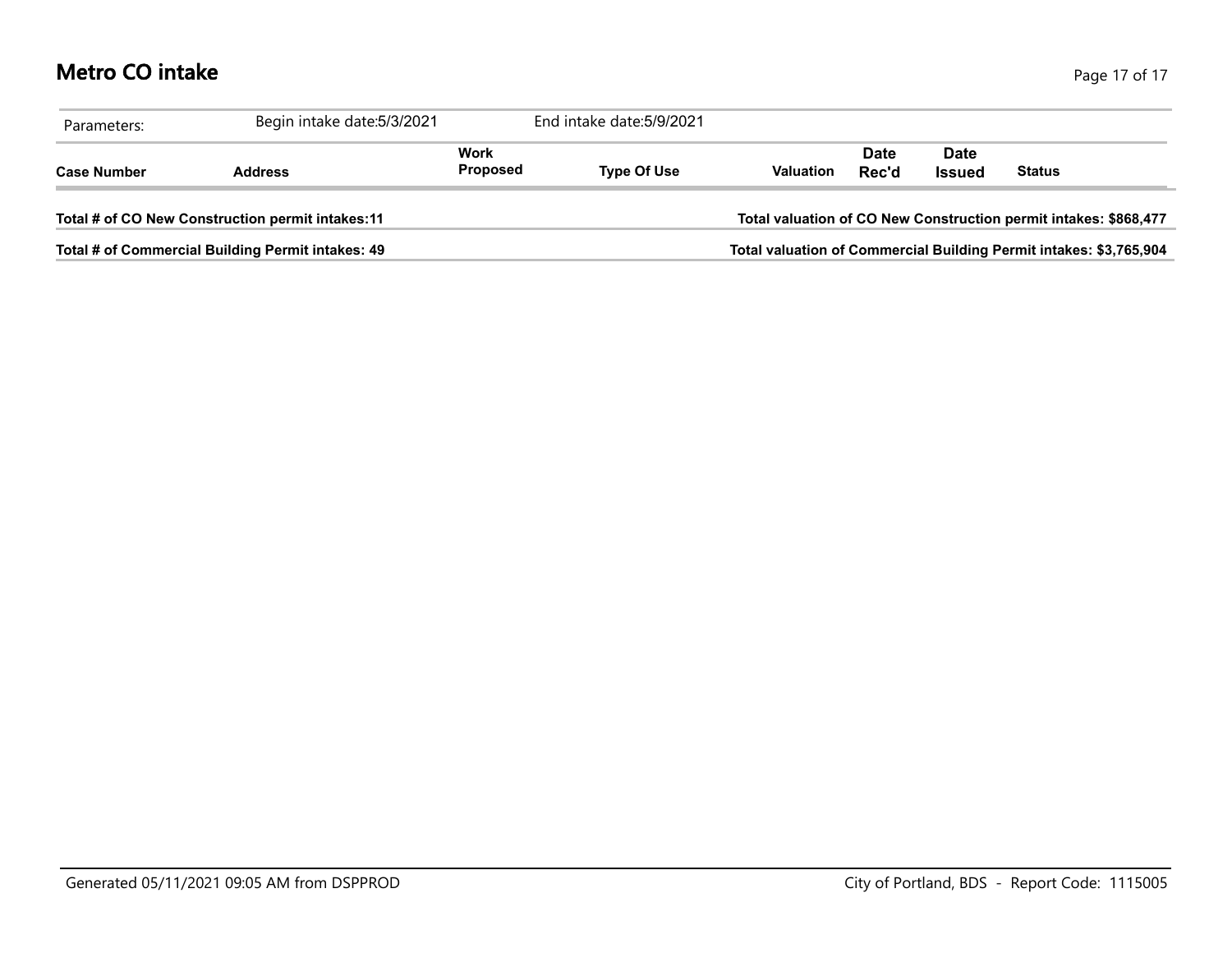# Metro CO intake

| Parameters: | Begin intake date:5/3/2021 | End intake date:5/9/2021 | | | | | |
|---|---|---|---|---|---|---|---|
| **Case Number** | **Address** | **Work Proposed** | **Type Of Use** | **Valuation** | **Date Rec'd** | **Date Issued** | **Status** |

**Total # of CO New Construction permit intakes:11** — **Total valuation of CO New Construction permit intakes: $868,477**

**Total # of Commercial Building Permit intakes: 49** — **Total valuation of Commercial Building Permit intakes: $3,765,904**

Generated 05/11/2021 09:05 AM from DSPPROD

City of Portland, BDS - Report Code: 1115005